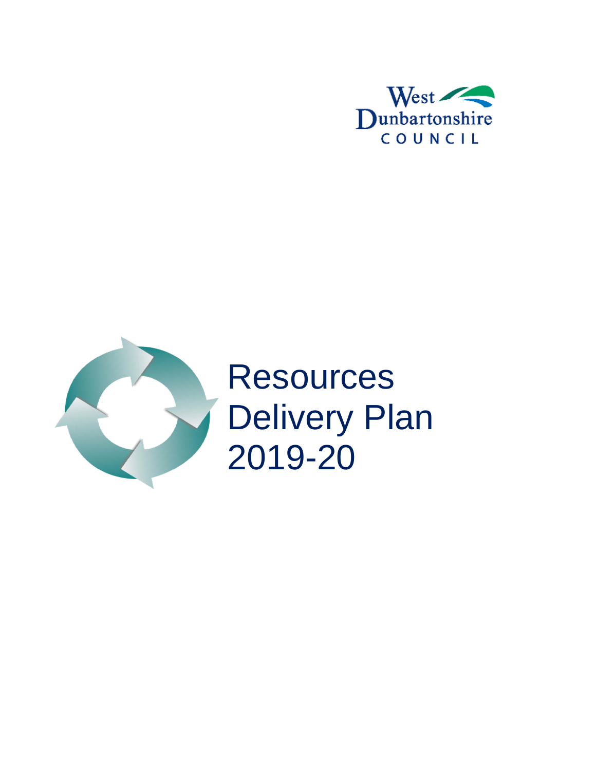West Dunbartonshire COUNCIL

# Resources Delivery Plan 2019-20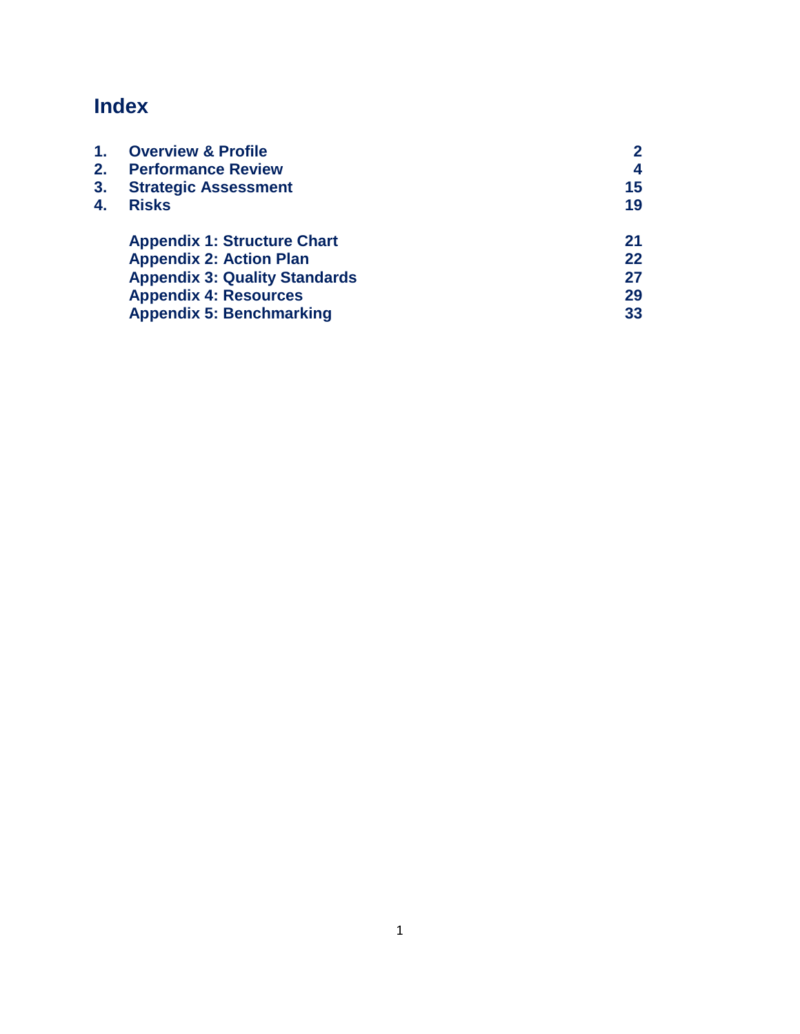# Index

| | | |
|---|---|---|
| **1.** | **Overview & Profile** | **2** |
| **2.** | **Performance Review** | **4** |
| **3.** | **Strategic Assessment** | **15** |
| **4.** | **Risks** | **19** |
| | **Appendix 1: Structure Chart** | **21** |
| | **Appendix 2: Action Plan** | **22** |
| | **Appendix 3: Quality Standards** | **27** |
| | **Appendix 4: Resources** | **29** |
| | **Appendix 5: Benchmarking** | **33** |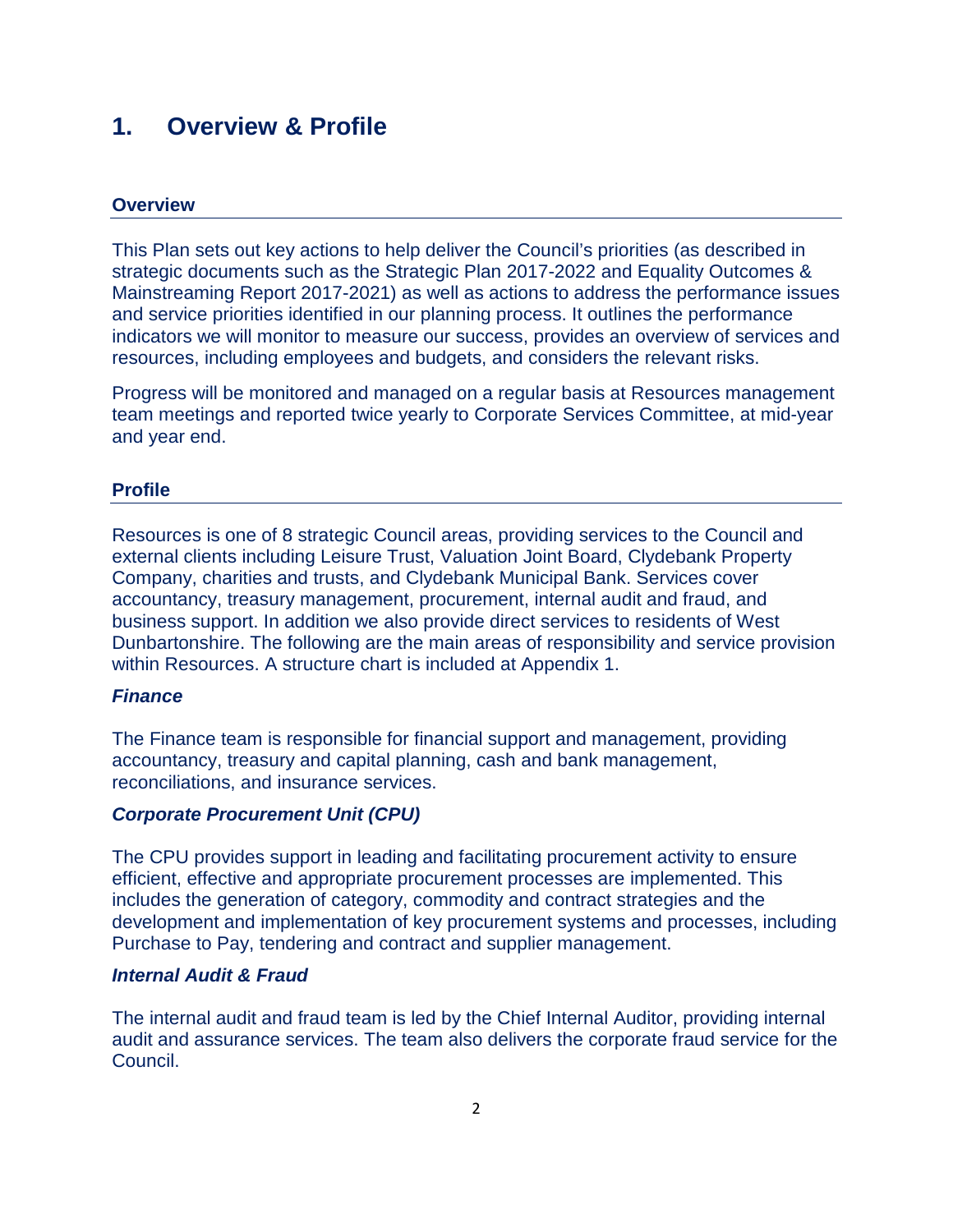# 1. Overview & Profile

## Overview

This Plan sets out key actions to help deliver the Council's priorities (as described in strategic documents such as the Strategic Plan 2017-2022 and Equality Outcomes & Mainstreaming Report 2017-2021) as well as actions to address the performance issues and service priorities identified in our planning process. It outlines the performance indicators we will monitor to measure our success, provides an overview of services and resources, including employees and budgets, and considers the relevant risks.

Progress will be monitored and managed on a regular basis at Resources management team meetings and reported twice yearly to Corporate Services Committee, at mid-year and year end.

## Profile

Resources is one of 8 strategic Council areas, providing services to the Council and external clients including Leisure Trust, Valuation Joint Board, Clydebank Property Company, charities and trusts, and Clydebank Municipal Bank. Services cover accountancy, treasury management, procurement, internal audit and fraud, and business support. In addition we also provide direct services to residents of West Dunbartonshire. The following are the main areas of responsibility and service provision within Resources. A structure chart is included at Appendix 1.

### *Finance*

The Finance team is responsible for financial support and management, providing accountancy, treasury and capital planning, cash and bank management, reconciliations, and insurance services.

### *Corporate Procurement Unit (CPU)*

The CPU provides support in leading and facilitating procurement activity to ensure efficient, effective and appropriate procurement processes are implemented. This includes the generation of category, commodity and contract strategies and the development and implementation of key procurement systems and processes, including Purchase to Pay, tendering and contract and supplier management.

### *Internal Audit & Fraud*

The internal audit and fraud team is led by the Chief Internal Auditor, providing internal audit and assurance services. The team also delivers the corporate fraud service for the Council.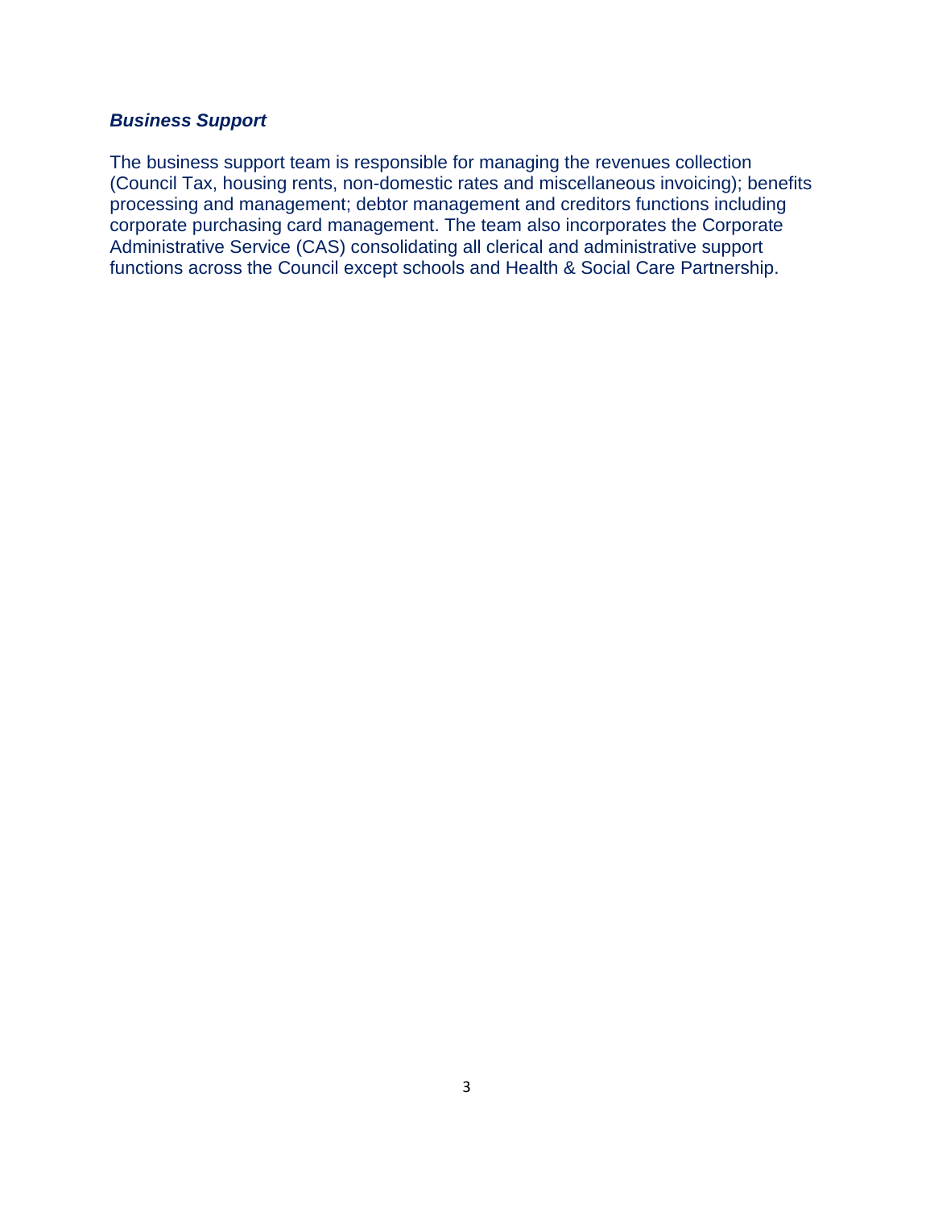### *Business Support*

The business support team is responsible for managing the revenues collection (Council Tax, housing rents, non-domestic rates and miscellaneous invoicing); benefits processing and management; debtor management and creditors functions including corporate purchasing card management. The team also incorporates the Corporate Administrative Service (CAS) consolidating all clerical and administrative support functions across the Council except schools and Health & Social Care Partnership.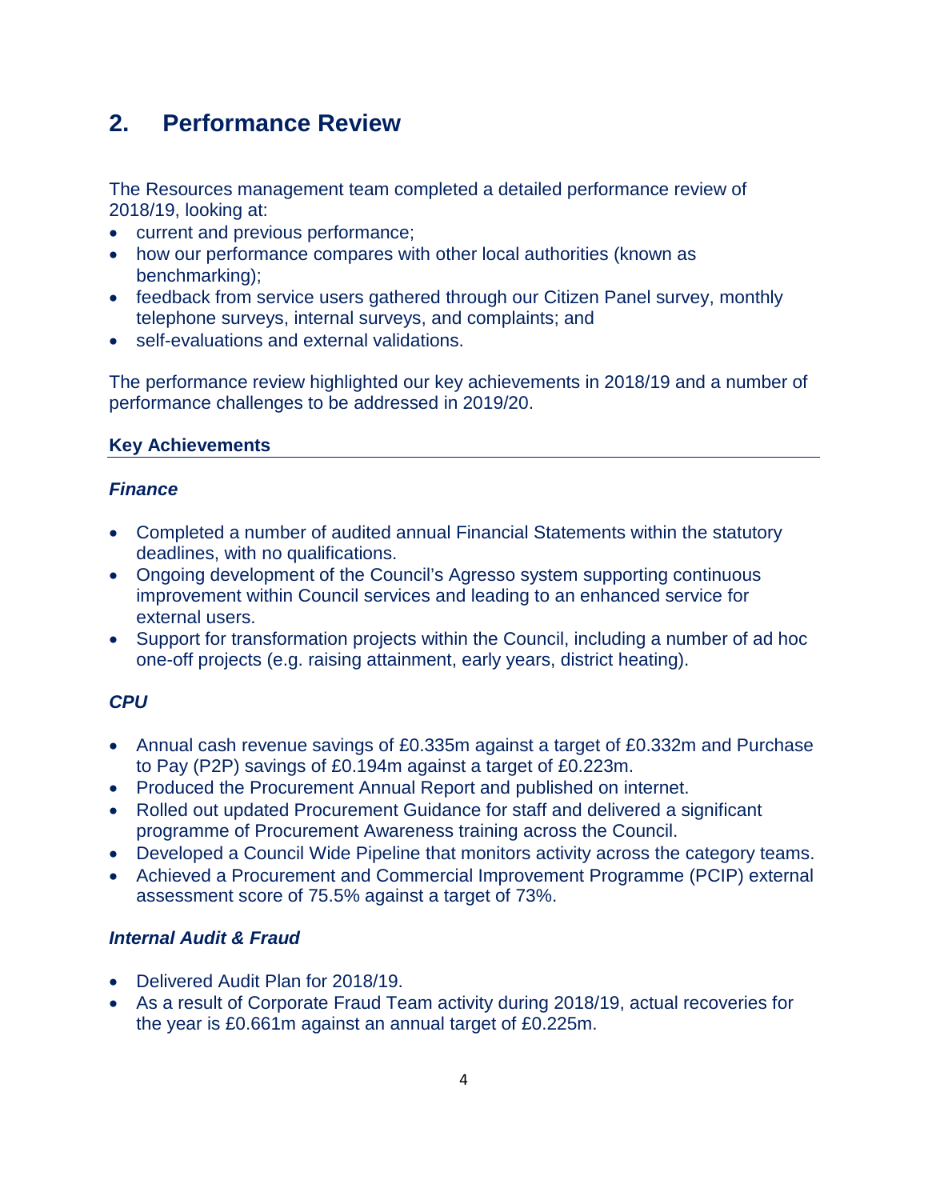## 2. Performance Review

The Resources management team completed a detailed performance review of 2018/19, looking at:

- current and previous performance;
- how our performance compares with other local authorities (known as benchmarking);
- feedback from service users gathered through our Citizen Panel survey, monthly telephone surveys, internal surveys, and complaints; and
- self-evaluations and external validations.

The performance review highlighted our key achievements in 2018/19 and a number of performance challenges to be addressed in 2019/20.

### Key Achievements

#### *Finance*

- Completed a number of audited annual Financial Statements within the statutory deadlines, with no qualifications.
- Ongoing development of the Council's Agresso system supporting continuous improvement within Council services and leading to an enhanced service for external users.
- Support for transformation projects within the Council, including a number of ad hoc one-off projects (e.g. raising attainment, early years, district heating).

#### *CPU*

- Annual cash revenue savings of £0.335m against a target of £0.332m and Purchase to Pay (P2P) savings of £0.194m against a target of £0.223m.
- Produced the Procurement Annual Report and published on internet.
- Rolled out updated Procurement Guidance for staff and delivered a significant programme of Procurement Awareness training across the Council.
- Developed a Council Wide Pipeline that monitors activity across the category teams.
- Achieved a Procurement and Commercial Improvement Programme (PCIP) external assessment score of 75.5% against a target of 73%.

#### *Internal Audit & Fraud*

- Delivered Audit Plan for 2018/19.
- As a result of Corporate Fraud Team activity during 2018/19, actual recoveries for the year is £0.661m against an annual target of £0.225m.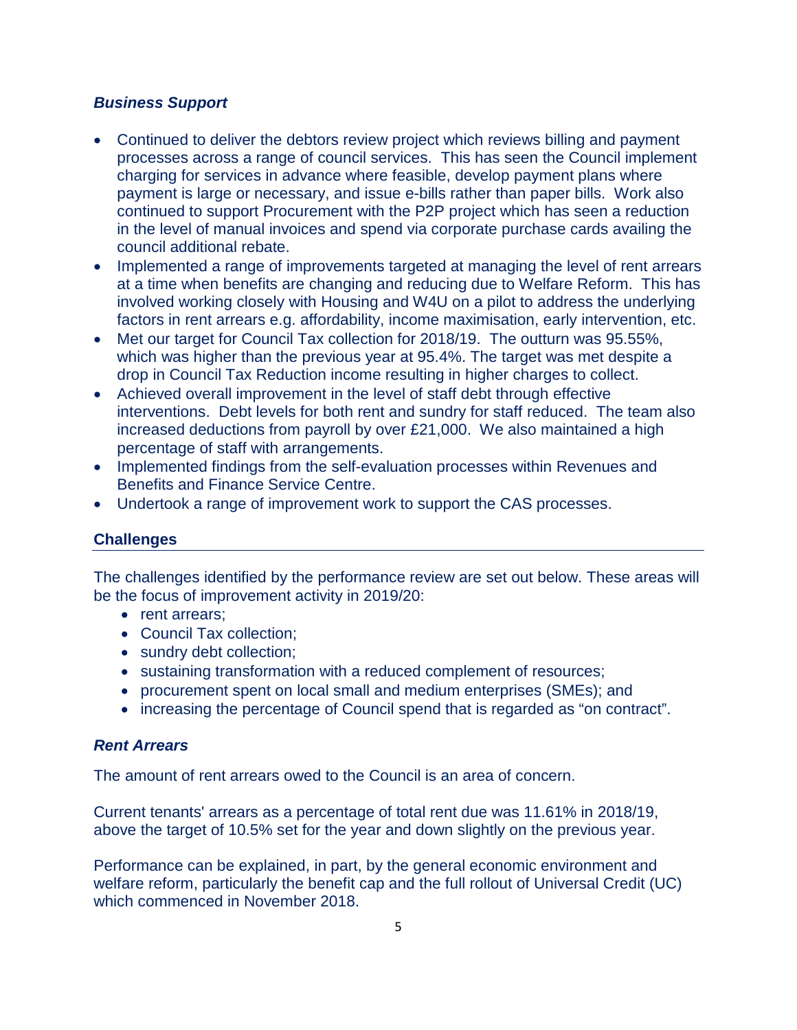### *Business Support*

- Continued to deliver the debtors review project which reviews billing and payment processes across a range of council services. This has seen the Council implement charging for services in advance where feasible, develop payment plans where payment is large or necessary, and issue e-bills rather than paper bills. Work also continued to support Procurement with the P2P project which has seen a reduction in the level of manual invoices and spend via corporate purchase cards availing the council additional rebate.
- Implemented a range of improvements targeted at managing the level of rent arrears at a time when benefits are changing and reducing due to Welfare Reform. This has involved working closely with Housing and W4U on a pilot to address the underlying factors in rent arrears e.g. affordability, income maximisation, early intervention, etc.
- Met our target for Council Tax collection for 2018/19. The outturn was 95.55%, which was higher than the previous year at 95.4%. The target was met despite a drop in Council Tax Reduction income resulting in higher charges to collect.
- Achieved overall improvement in the level of staff debt through effective interventions. Debt levels for both rent and sundry for staff reduced. The team also increased deductions from payroll by over £21,000. We also maintained a high percentage of staff with arrangements.
- Implemented findings from the self-evaluation processes within Revenues and Benefits and Finance Service Centre.
- Undertook a range of improvement work to support the CAS processes.

## Challenges

The challenges identified by the performance review are set out below. These areas will be the focus of improvement activity in 2019/20:

- rent arrears;
- Council Tax collection;
- sundry debt collection;
- sustaining transformation with a reduced complement of resources;
- procurement spent on local small and medium enterprises (SMEs); and
- increasing the percentage of Council spend that is regarded as "on contract".

### *Rent Arrears*

The amount of rent arrears owed to the Council is an area of concern.

Current tenants' arrears as a percentage of total rent due was 11.61% in 2018/19, above the target of 10.5% set for the year and down slightly on the previous year.

Performance can be explained, in part, by the general economic environment and welfare reform, particularly the benefit cap and the full rollout of Universal Credit (UC) which commenced in November 2018.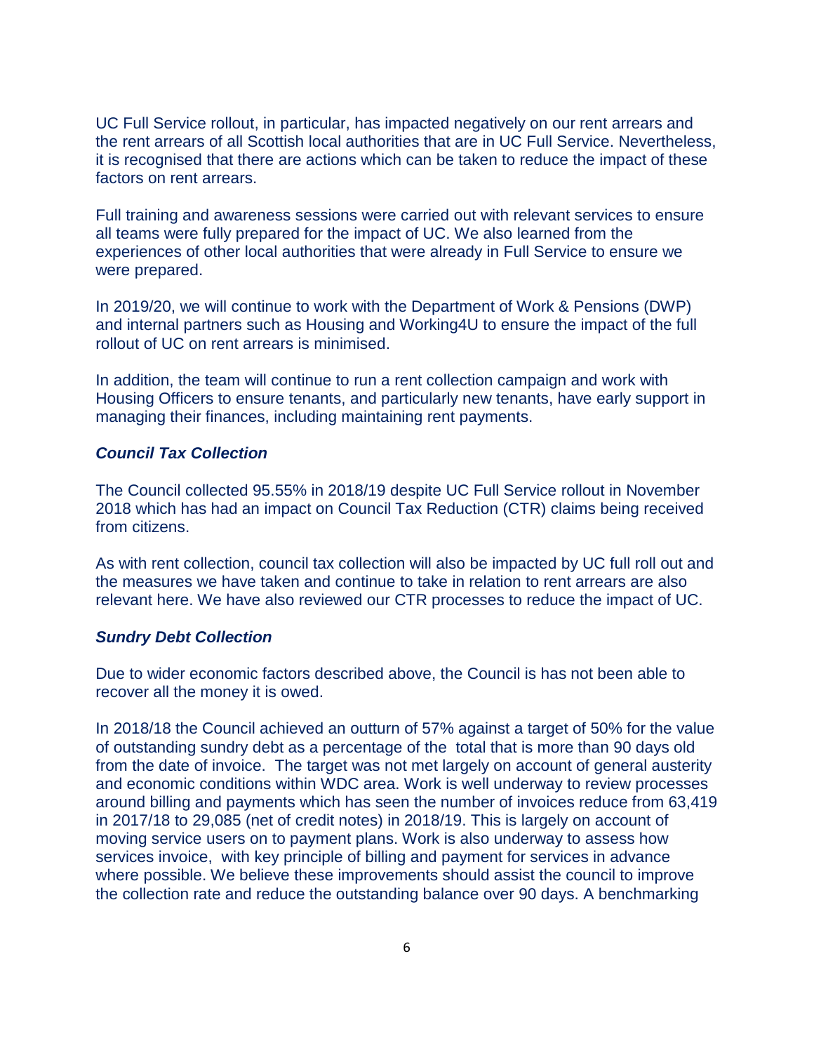UC Full Service rollout, in particular, has impacted negatively on our rent arrears and the rent arrears of all Scottish local authorities that are in UC Full Service. Nevertheless, it is recognised that there are actions which can be taken to reduce the impact of these factors on rent arrears.

Full training and awareness sessions were carried out with relevant services to ensure all teams were fully prepared for the impact of UC. We also learned from the experiences of other local authorities that were already in Full Service to ensure we were prepared.

In 2019/20, we will continue to work with the Department of Work & Pensions (DWP) and internal partners such as Housing and Working4U to ensure the impact of the full rollout of UC on rent arrears is minimised.

In addition, the team will continue to run a rent collection campaign and work with Housing Officers to ensure tenants, and particularly new tenants, have early support in managing their finances, including maintaining rent payments.

### ***Council Tax Collection***

The Council collected 95.55% in 2018/19 despite UC Full Service rollout in November 2018 which has had an impact on Council Tax Reduction (CTR) claims being received from citizens.

As with rent collection, council tax collection will also be impacted by UC full roll out and the measures we have taken and continue to take in relation to rent arrears are also relevant here. We have also reviewed our CTR processes to reduce the impact of UC.

### ***Sundry Debt Collection***

Due to wider economic factors described above, the Council is has not been able to recover all the money it is owed.

In 2018/18 the Council achieved an outturn of 57% against a target of 50% for the value of outstanding sundry debt as a percentage of the total that is more than 90 days old from the date of invoice. The target was not met largely on account of general austerity and economic conditions within WDC area. Work is well underway to review processes around billing and payments which has seen the number of invoices reduce from 63,419 in 2017/18 to 29,085 (net of credit notes) in 2018/19. This is largely on account of moving service users on to payment plans. Work is also underway to assess how services invoice, with key principle of billing and payment for services in advance where possible. We believe these improvements should assist the council to improve the collection rate and reduce the outstanding balance over 90 days. A benchmarking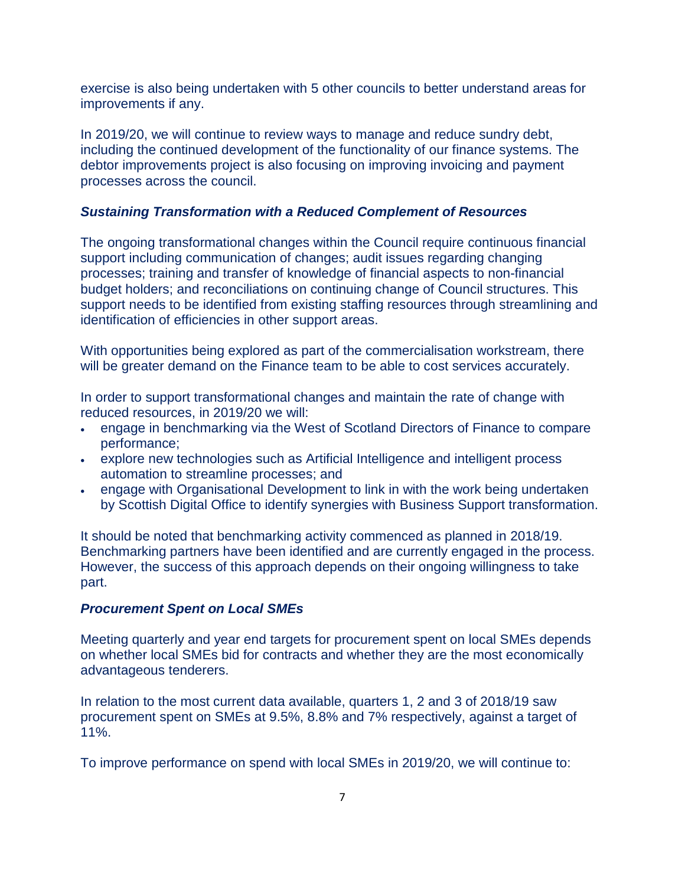exercise is also being undertaken with 5 other councils to better understand areas for improvements if any.

In 2019/20, we will continue to review ways to manage and reduce sundry debt, including the continued development of the functionality of our finance systems. The debtor improvements project is also focusing on improving invoicing and payment processes across the council.

***Sustaining Transformation with a Reduced Complement of Resources***

The ongoing transformational changes within the Council require continuous financial support including communication of changes; audit issues regarding changing processes; training and transfer of knowledge of financial aspects to non-financial budget holders; and reconciliations on continuing change of Council structures. This support needs to be identified from existing staffing resources through streamlining and identification of efficiencies in other support areas.

With opportunities being explored as part of the commercialisation workstream, there will be greater demand on the Finance team to be able to cost services accurately.

In order to support transformational changes and maintain the rate of change with reduced resources, in 2019/20 we will:

- engage in benchmarking via the West of Scotland Directors of Finance to compare performance;
- explore new technologies such as Artificial Intelligence and intelligent process automation to streamline processes; and
- engage with Organisational Development to link in with the work being undertaken by Scottish Digital Office to identify synergies with Business Support transformation.

It should be noted that benchmarking activity commenced as planned in 2018/19. Benchmarking partners have been identified and are currently engaged in the process. However, the success of this approach depends on their ongoing willingness to take part.

***Procurement Spent on Local SMEs***

Meeting quarterly and year end targets for procurement spent on local SMEs depends on whether local SMEs bid for contracts and whether they are the most economically advantageous tenderers.

In relation to the most current data available, quarters 1, 2 and 3 of 2018/19 saw procurement spent on SMEs at 9.5%, 8.8% and 7% respectively, against a target of 11%.

To improve performance on spend with local SMEs in 2019/20, we will continue to: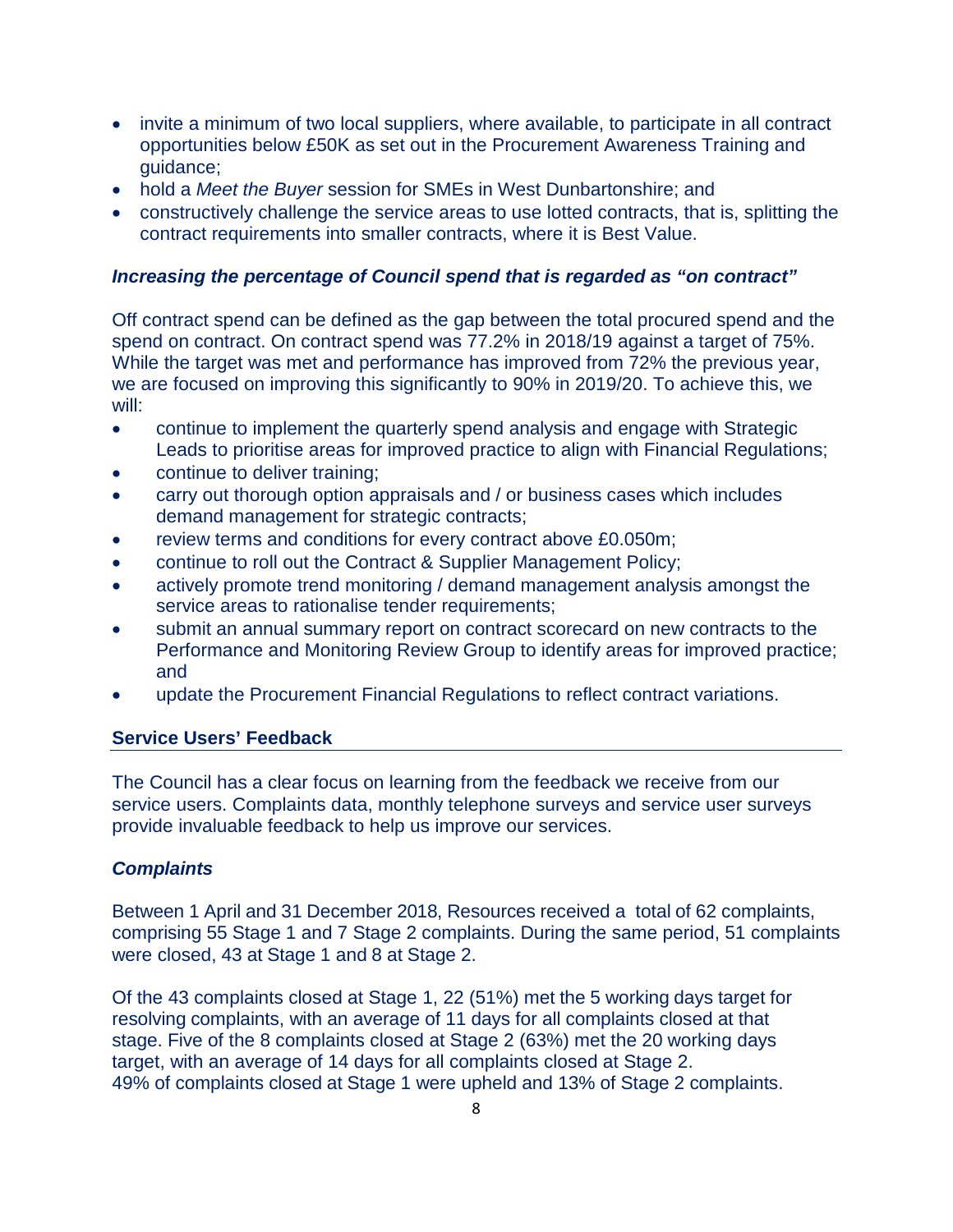- invite a minimum of two local suppliers, where available, to participate in all contract opportunities below £50K as set out in the Procurement Awareness Training and guidance;
- hold a *Meet the Buyer* session for SMEs in West Dunbartonshire; and
- constructively challenge the service areas to use lotted contracts, that is, splitting the contract requirements into smaller contracts, where it is Best Value.

***Increasing the percentage of Council spend that is regarded as "on contract"***

Off contract spend can be defined as the gap between the total procured spend and the spend on contract. On contract spend was 77.2% in 2018/19 against a target of 75%. While the target was met and performance has improved from 72% the previous year, we are focused on improving this significantly to 90% in 2019/20. To achieve this, we will:

- continue to implement the quarterly spend analysis and engage with Strategic Leads to prioritise areas for improved practice to align with Financial Regulations;
- continue to deliver training;
- carry out thorough option appraisals and / or business cases which includes demand management for strategic contracts;
- review terms and conditions for every contract above £0.050m;
- continue to roll out the Contract & Supplier Management Policy;
- actively promote trend monitoring / demand management analysis amongst the service areas to rationalise tender requirements;
- submit an annual summary report on contract scorecard on new contracts to the Performance and Monitoring Review Group to identify areas for improved practice; and
- update the Procurement Financial Regulations to reflect contract variations.

## Service Users' Feedback

The Council has a clear focus on learning from the feedback we receive from our service users. Complaints data, monthly telephone surveys and service user surveys provide invaluable feedback to help us improve our services.

***Complaints***

Between 1 April and 31 December 2018, Resources received a total of 62 complaints, comprising 55 Stage 1 and 7 Stage 2 complaints. During the same period, 51 complaints were closed, 43 at Stage 1 and 8 at Stage 2.

Of the 43 complaints closed at Stage 1, 22 (51%) met the 5 working days target for resolving complaints, with an average of 11 days for all complaints closed at that stage. Five of the 8 complaints closed at Stage 2 (63%) met the 20 working days target, with an average of 14 days for all complaints closed at Stage 2.
49% of complaints closed at Stage 1 were upheld and 13% of Stage 2 complaints.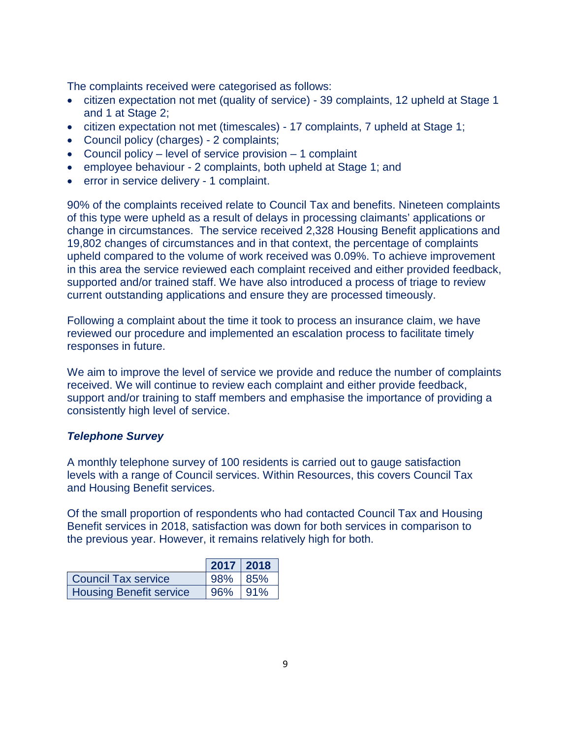The complaints received were categorised as follows:

- citizen expectation not met (quality of service) - 39 complaints, 12 upheld at Stage 1 and 1 at Stage 2;
- citizen expectation not met (timescales) - 17 complaints, 7 upheld at Stage 1;
- Council policy (charges) - 2 complaints;
- Council policy – level of service provision – 1 complaint
- employee behaviour - 2 complaints, both upheld at Stage 1; and
- error in service delivery - 1 complaint.

90% of the complaints received relate to Council Tax and benefits. Nineteen complaints of this type were upheld as a result of delays in processing claimants' applications or change in circumstances. The service received 2,328 Housing Benefit applications and 19,802 changes of circumstances and in that context, the percentage of complaints upheld compared to the volume of work received was 0.09%. To achieve improvement in this area the service reviewed each complaint received and either provided feedback, supported and/or trained staff. We have also introduced a process of triage to review current outstanding applications and ensure they are processed timeously.

Following a complaint about the time it took to process an insurance claim, we have reviewed our procedure and implemented an escalation process to facilitate timely responses in future.

We aim to improve the level of service we provide and reduce the number of complaints received. We will continue to review each complaint and either provide feedback, support and/or training to staff members and emphasise the importance of providing a consistently high level of service.

***Telephone Survey***

A monthly telephone survey of 100 residents is carried out to gauge satisfaction levels with a range of Council services. Within Resources, this covers Council Tax and Housing Benefit services.

Of the small proportion of respondents who had contacted Council Tax and Housing Benefit services in 2018, satisfaction was down for both services in comparison to the previous year. However, it remains relatively high for both.

| | 2017 | 2018 |
|---|---|---|
| Council Tax service | 98% | 85% |
| Housing Benefit service | 96% | 91% |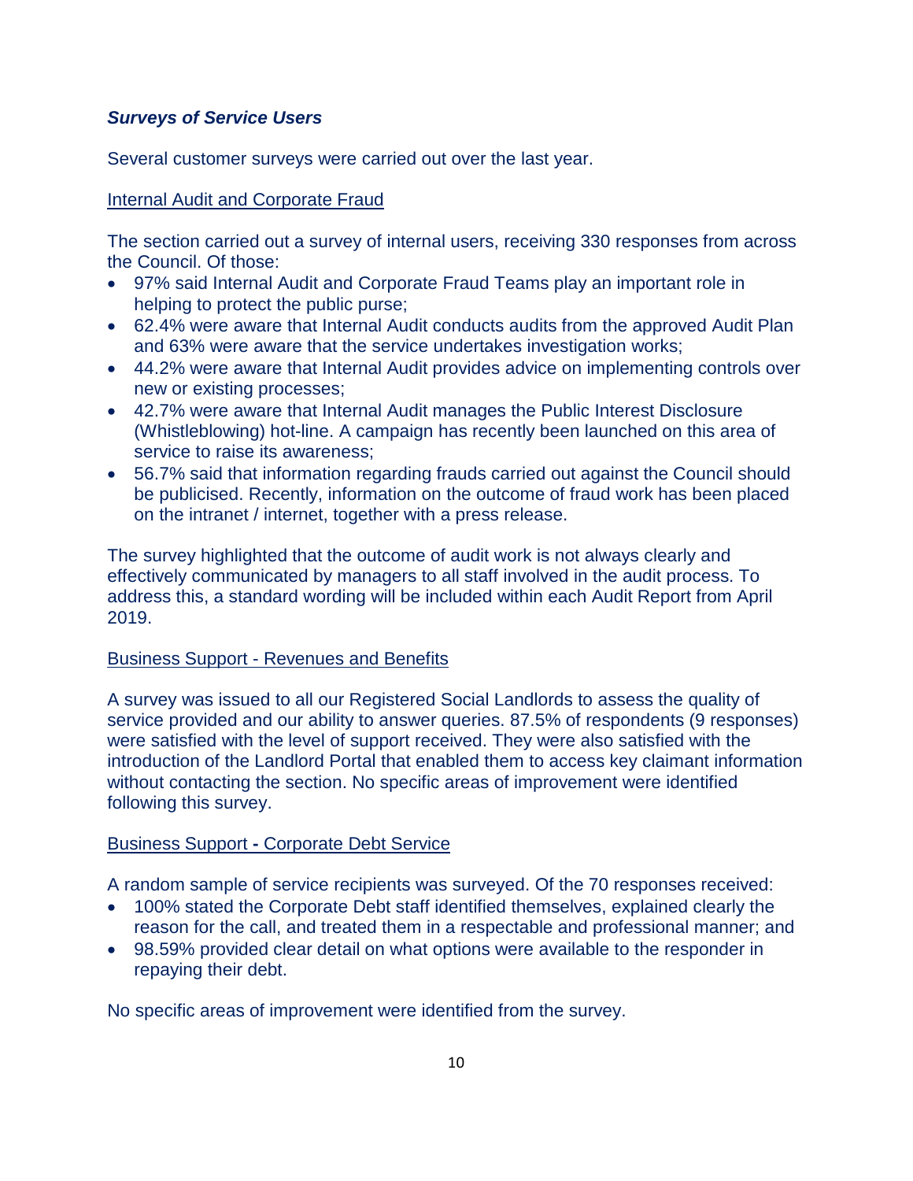### ***Surveys of Service Users***

Several customer surveys were carried out over the last year.

Internal Audit and Corporate Fraud

The section carried out a survey of internal users, receiving 330 responses from across the Council. Of those:

- 97% said Internal Audit and Corporate Fraud Teams play an important role in helping to protect the public purse;
- 62.4% were aware that Internal Audit conducts audits from the approved Audit Plan and 63% were aware that the service undertakes investigation works;
- 44.2% were aware that Internal Audit provides advice on implementing controls over new or existing processes;
- 42.7% were aware that Internal Audit manages the Public Interest Disclosure (Whistleblowing) hot-line. A campaign has recently been launched on this area of service to raise its awareness;
- 56.7% said that information regarding frauds carried out against the Council should be publicised. Recently, information on the outcome of fraud work has been placed on the intranet / internet, together with a press release.

The survey highlighted that the outcome of audit work is not always clearly and effectively communicated by managers to all staff involved in the audit process. To address this, a standard wording will be included within each Audit Report from April 2019.

Business Support - Revenues and Benefits

A survey was issued to all our Registered Social Landlords to assess the quality of service provided and our ability to answer queries. 87.5% of respondents (9 responses) were satisfied with the level of support received. They were also satisfied with the introduction of the Landlord Portal that enabled them to access key claimant information without contacting the section. No specific areas of improvement were identified following this survey.

Business Support - Corporate Debt Service

A random sample of service recipients was surveyed. Of the 70 responses received:

- 100% stated the Corporate Debt staff identified themselves, explained clearly the reason for the call, and treated them in a respectable and professional manner; and
- 98.59% provided clear detail on what options were available to the responder in repaying their debt.

No specific areas of improvement were identified from the survey.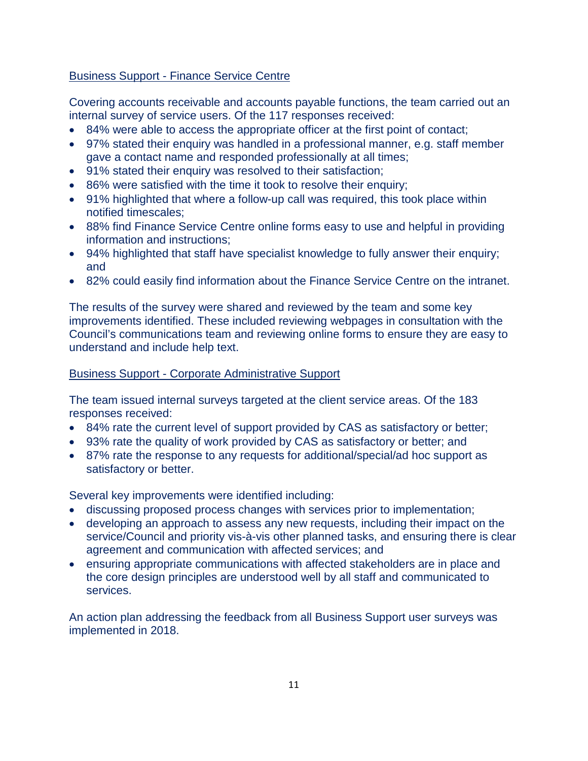<u>Business Support - Finance Service Centre</u>

Covering accounts receivable and accounts payable functions, the team carried out an internal survey of service users. Of the 117 responses received:

- 84% were able to access the appropriate officer at the first point of contact;
- 97% stated their enquiry was handled in a professional manner, e.g. staff member gave a contact name and responded professionally at all times;
- 91% stated their enquiry was resolved to their satisfaction;
- 86% were satisfied with the time it took to resolve their enquiry;
- 91% highlighted that where a follow-up call was required, this took place within notified timescales;
- 88% find Finance Service Centre online forms easy to use and helpful in providing information and instructions;
- 94% highlighted that staff have specialist knowledge to fully answer their enquiry; and
- 82% could easily find information about the Finance Service Centre on the intranet.

The results of the survey were shared and reviewed by the team and some key improvements identified. These included reviewing webpages in consultation with the Council's communications team and reviewing online forms to ensure they are easy to understand and include help text.

<u>Business Support - Corporate Administrative Support</u>

The team issued internal surveys targeted at the client service areas. Of the 183 responses received:

- 84% rate the current level of support provided by CAS as satisfactory or better;
- 93% rate the quality of work provided by CAS as satisfactory or better; and
- 87% rate the response to any requests for additional/special/ad hoc support as satisfactory or better.

Several key improvements were identified including:

- discussing proposed process changes with services prior to implementation;
- developing an approach to assess any new requests, including their impact on the service/Council and priority vis-à-vis other planned tasks, and ensuring there is clear agreement and communication with affected services; and
- ensuring appropriate communications with affected stakeholders are in place and the core design principles are understood well by all staff and communicated to services.

An action plan addressing the feedback from all Business Support user surveys was implemented in 2018.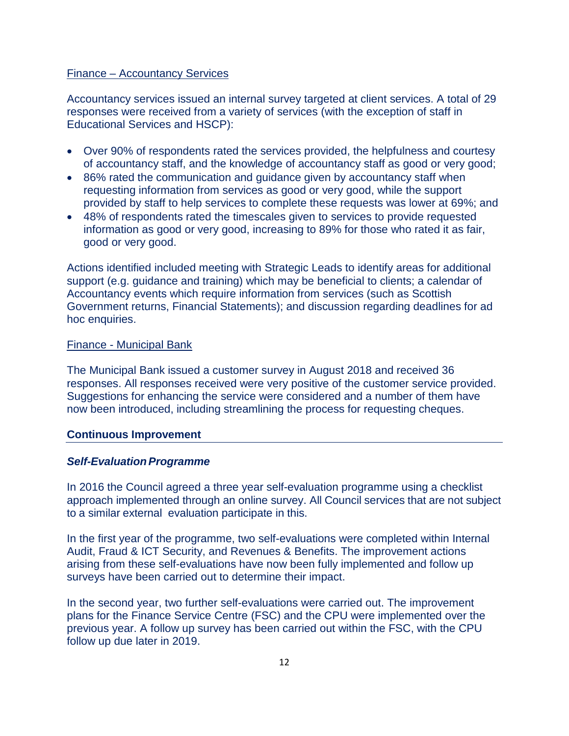Finance – Accountancy Services

Accountancy services issued an internal survey targeted at client services. A total of 29 responses were received from a variety of services (with the exception of staff in Educational Services and HSCP):

- Over 90% of respondents rated the services provided, the helpfulness and courtesy of accountancy staff, and the knowledge of accountancy staff as good or very good;
- 86% rated the communication and guidance given by accountancy staff when requesting information from services as good or very good, while the support provided by staff to help services to complete these requests was lower at 69%; and
- 48% of respondents rated the timescales given to services to provide requested information as good or very good, increasing to 89% for those who rated it as fair, good or very good.

Actions identified included meeting with Strategic Leads to identify areas for additional support (e.g. guidance and training) which may be beneficial to clients; a calendar of Accountancy events which require information from services (such as Scottish Government returns, Financial Statements); and discussion regarding deadlines for ad hoc enquiries.

Finance - Municipal Bank

The Municipal Bank issued a customer survey in August 2018 and received 36 responses. All responses received were very positive of the customer service provided. Suggestions for enhancing the service were considered and a number of them have now been introduced, including streamlining the process for requesting cheques.

## Continuous Improvement

### *Self-Evaluation Programme*

In 2016 the Council agreed a three year self-evaluation programme using a checklist approach implemented through an online survey. All Council services that are not subject to a similar external evaluation participate in this.

In the first year of the programme, two self-evaluations were completed within Internal Audit, Fraud & ICT Security, and Revenues & Benefits. The improvement actions arising from these self-evaluations have now been fully implemented and follow up surveys have been carried out to determine their impact.

In the second year, two further self-evaluations were carried out. The improvement plans for the Finance Service Centre (FSC) and the CPU were implemented over the previous year. A follow up survey has been carried out within the FSC, with the CPU follow up due later in 2019.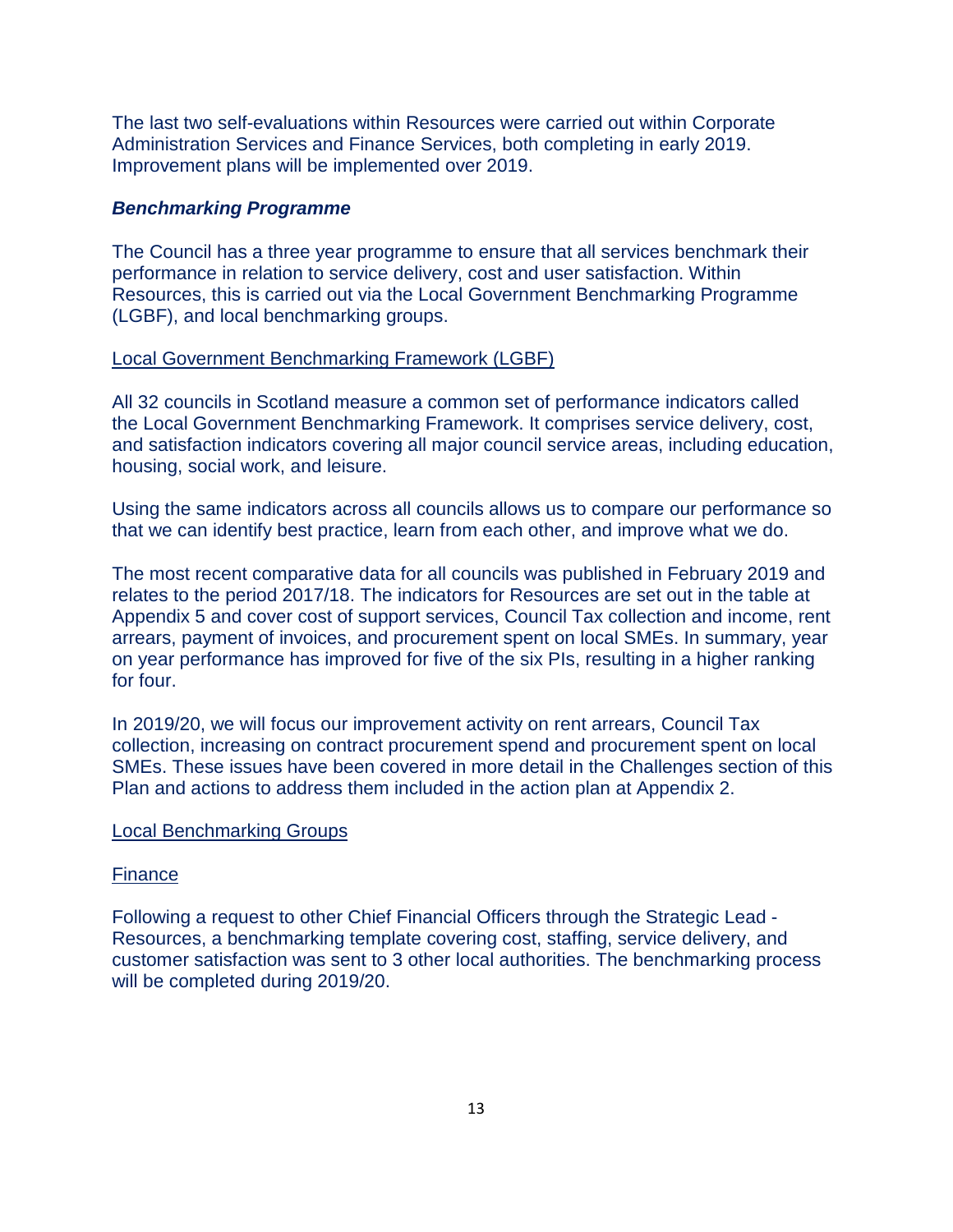The last two self-evaluations within Resources were carried out within Corporate Administration Services and Finance Services, both completing in early 2019. Improvement plans will be implemented over 2019.

### ***Benchmarking Programme***

The Council has a three year programme to ensure that all services benchmark their performance in relation to service delivery, cost and user satisfaction. Within Resources, this is carried out via the Local Government Benchmarking Programme (LGBF), and local benchmarking groups.

<u>Local Government Benchmarking Framework (LGBF)</u>

All 32 councils in Scotland measure a common set of performance indicators called the Local Government Benchmarking Framework. It comprises service delivery, cost, and satisfaction indicators covering all major council service areas, including education, housing, social work, and leisure.

Using the same indicators across all councils allows us to compare our performance so that we can identify best practice, learn from each other, and improve what we do.

The most recent comparative data for all councils was published in February 2019 and relates to the period 2017/18. The indicators for Resources are set out in the table at Appendix 5 and cover cost of support services, Council Tax collection and income, rent arrears, payment of invoices, and procurement spent on local SMEs. In summary, year on year performance has improved for five of the six PIs, resulting in a higher ranking for four.

In 2019/20, we will focus our improvement activity on rent arrears, Council Tax collection, increasing on contract procurement spend and procurement spent on local SMEs. These issues have been covered in more detail in the Challenges section of this Plan and actions to address them included in the action plan at Appendix 2.

<u>Local Benchmarking Groups</u>

<u>Finance</u>

Following a request to other Chief Financial Officers through the Strategic Lead - Resources, a benchmarking template covering cost, staffing, service delivery, and customer satisfaction was sent to 3 other local authorities. The benchmarking process will be completed during 2019/20.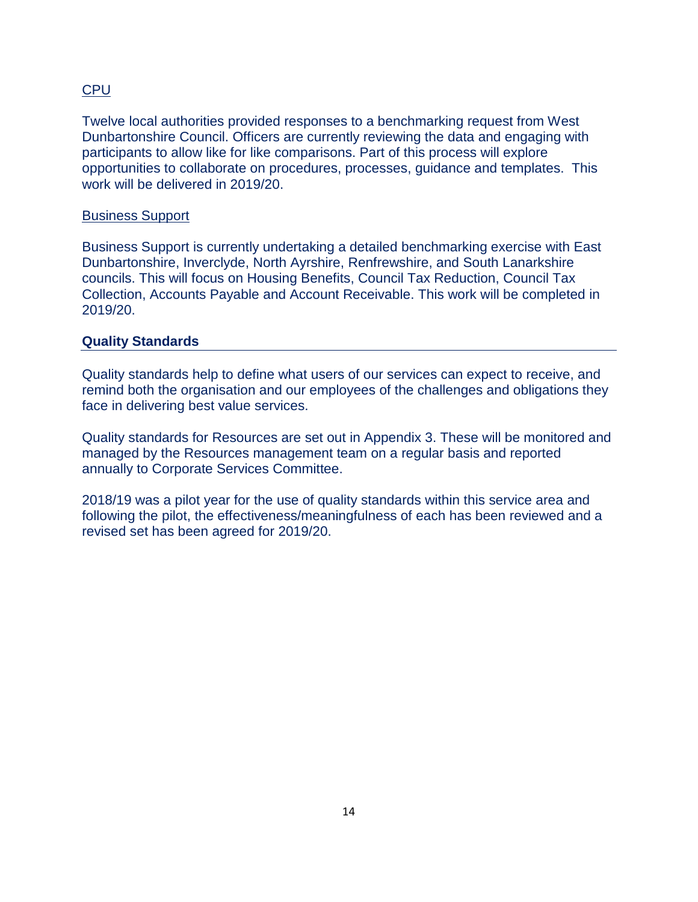CPU

Twelve local authorities provided responses to a benchmarking request from West Dunbartonshire Council. Officers are currently reviewing the data and engaging with participants to allow like for like comparisons. Part of this process will explore opportunities to collaborate on procedures, processes, guidance and templates. This work will be delivered in 2019/20.

Business Support

Business Support is currently undertaking a detailed benchmarking exercise with East Dunbartonshire, Inverclyde, North Ayrshire, Renfrewshire, and South Lanarkshire councils. This will focus on Housing Benefits, Council Tax Reduction, Council Tax Collection, Accounts Payable and Account Receivable. This work will be completed in 2019/20.

## Quality Standards

Quality standards help to define what users of our services can expect to receive, and remind both the organisation and our employees of the challenges and obligations they face in delivering best value services.

Quality standards for Resources are set out in Appendix 3. These will be monitored and managed by the Resources management team on a regular basis and reported annually to Corporate Services Committee.

2018/19 was a pilot year for the use of quality standards within this service area and following the pilot, the effectiveness/meaningfulness of each has been reviewed and a revised set has been agreed for 2019/20.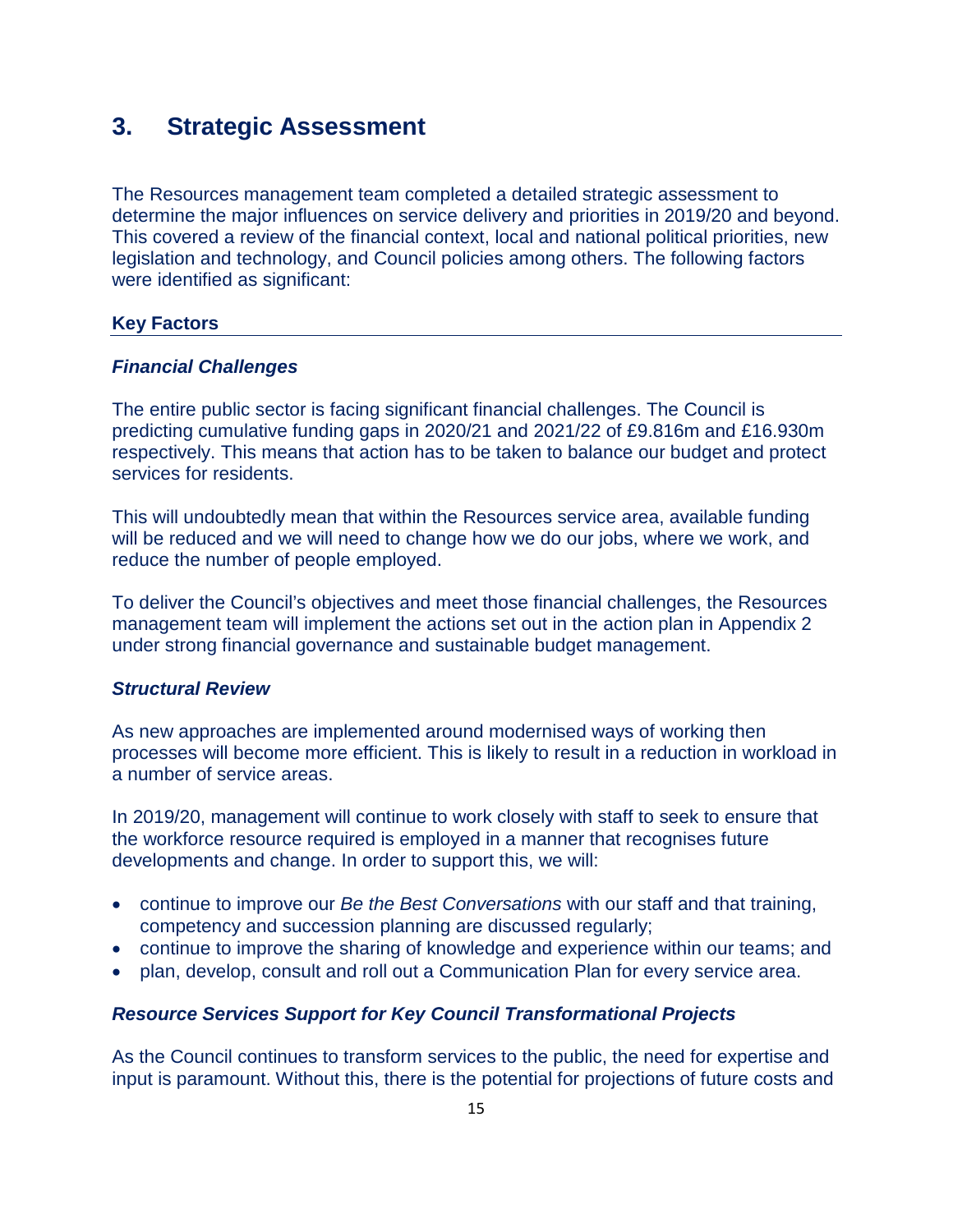# 3. Strategic Assessment

The Resources management team completed a detailed strategic assessment to determine the major influences on service delivery and priorities in 2019/20 and beyond. This covered a review of the financial context, local and national political priorities, new legislation and technology, and Council policies among others. The following factors were identified as significant:

## Key Factors

### *Financial Challenges*

The entire public sector is facing significant financial challenges. The Council is predicting cumulative funding gaps in 2020/21 and 2021/22 of £9.816m and £16.930m respectively. This means that action has to be taken to balance our budget and protect services for residents.

This will undoubtedly mean that within the Resources service area, available funding will be reduced and we will need to change how we do our jobs, where we work, and reduce the number of people employed.

To deliver the Council's objectives and meet those financial challenges, the Resources management team will implement the actions set out in the action plan in Appendix 2 under strong financial governance and sustainable budget management.

### *Structural Review*

As new approaches are implemented around modernised ways of working then processes will become more efficient. This is likely to result in a reduction in workload in a number of service areas.

In 2019/20, management will continue to work closely with staff to seek to ensure that the workforce resource required is employed in a manner that recognises future developments and change. In order to support this, we will:

- continue to improve our *Be the Best Conversations* with our staff and that training, competency and succession planning are discussed regularly;
- continue to improve the sharing of knowledge and experience within our teams; and
- plan, develop, consult and roll out a Communication Plan for every service area.

### *Resource Services Support for Key Council Transformational Projects*

As the Council continues to transform services to the public, the need for expertise and input is paramount. Without this, there is the potential for projections of future costs and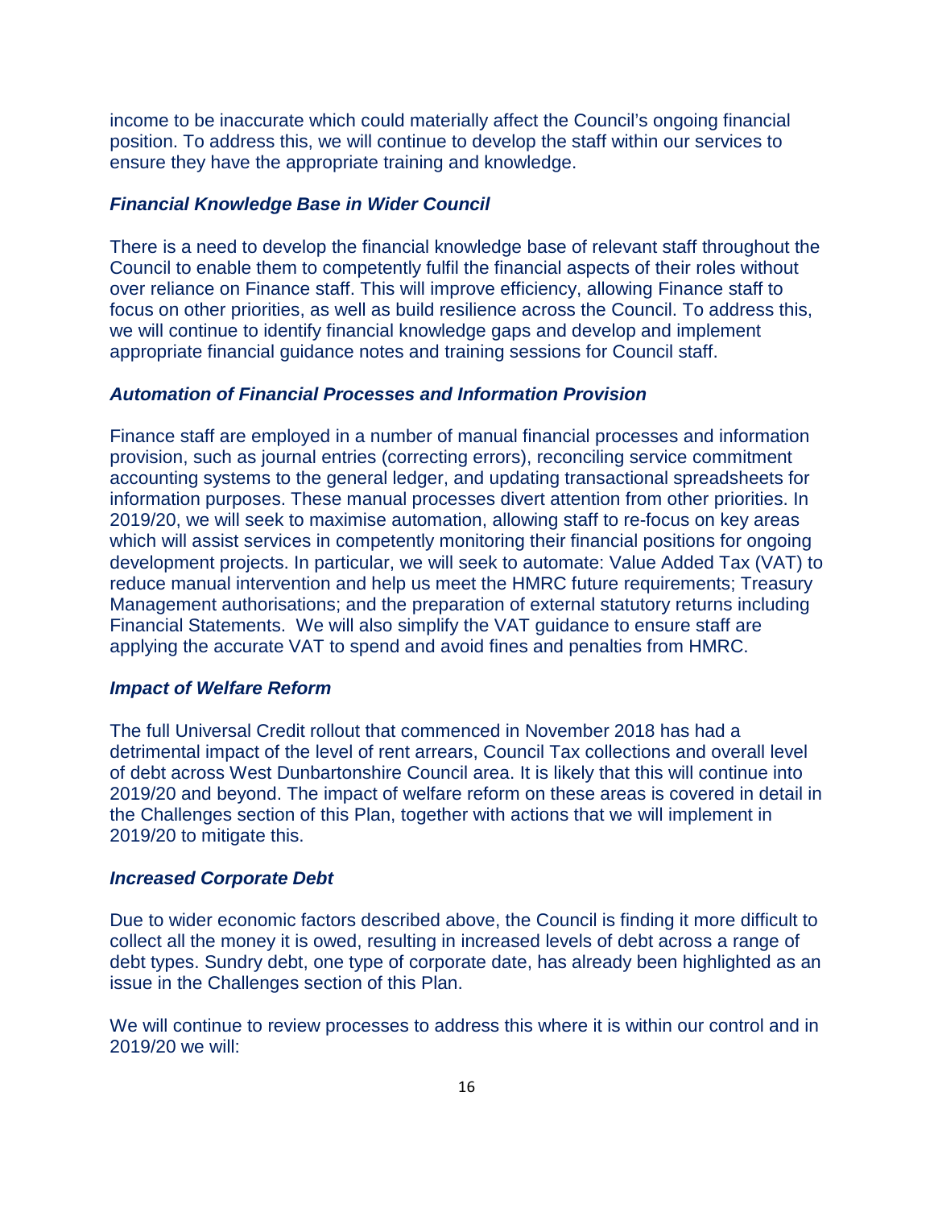income to be inaccurate which could materially affect the Council's ongoing financial position. To address this, we will continue to develop the staff within our services to ensure they have the appropriate training and knowledge.

### *Financial Knowledge Base in Wider Council*

There is a need to develop the financial knowledge base of relevant staff throughout the Council to enable them to competently fulfil the financial aspects of their roles without over reliance on Finance staff. This will improve efficiency, allowing Finance staff to focus on other priorities, as well as build resilience across the Council. To address this, we will continue to identify financial knowledge gaps and develop and implement appropriate financial guidance notes and training sessions for Council staff.

### *Automation of Financial Processes and Information Provision*

Finance staff are employed in a number of manual financial processes and information provision, such as journal entries (correcting errors), reconciling service commitment accounting systems to the general ledger, and updating transactional spreadsheets for information purposes. These manual processes divert attention from other priorities. In 2019/20, we will seek to maximise automation, allowing staff to re-focus on key areas which will assist services in competently monitoring their financial positions for ongoing development projects. In particular, we will seek to automate: Value Added Tax (VAT) to reduce manual intervention and help us meet the HMRC future requirements; Treasury Management authorisations; and the preparation of external statutory returns including Financial Statements. We will also simplify the VAT guidance to ensure staff are applying the accurate VAT to spend and avoid fines and penalties from HMRC.

### *Impact of Welfare Reform*

The full Universal Credit rollout that commenced in November 2018 has had a detrimental impact of the level of rent arrears, Council Tax collections and overall level of debt across West Dunbartonshire Council area. It is likely that this will continue into 2019/20 and beyond. The impact of welfare reform on these areas is covered in detail in the Challenges section of this Plan, together with actions that we will implement in 2019/20 to mitigate this.

### *Increased Corporate Debt*

Due to wider economic factors described above, the Council is finding it more difficult to collect all the money it is owed, resulting in increased levels of debt across a range of debt types. Sundry debt, one type of corporate date, has already been highlighted as an issue in the Challenges section of this Plan.

We will continue to review processes to address this where it is within our control and in 2019/20 we will: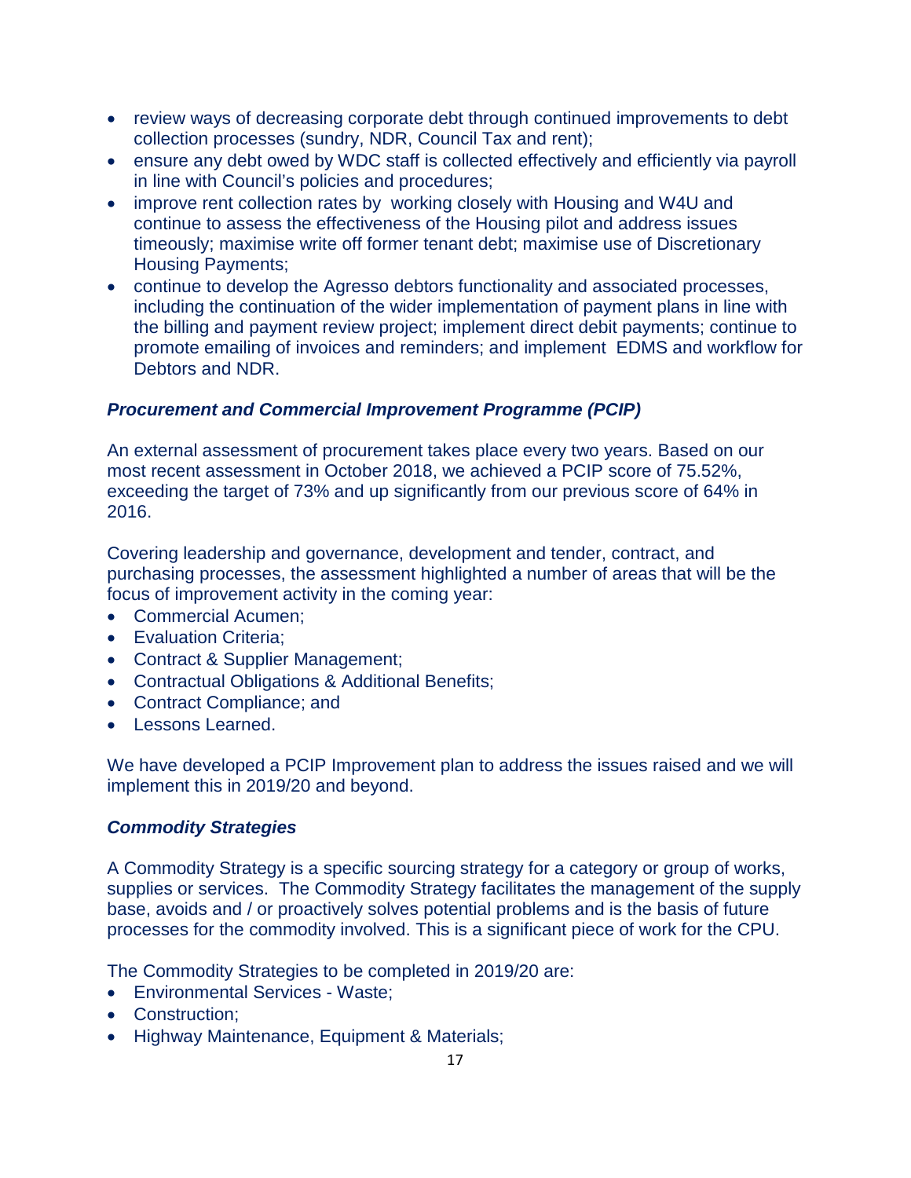- review ways of decreasing corporate debt through continued improvements to debt collection processes (sundry, NDR, Council Tax and rent);
- ensure any debt owed by WDC staff is collected effectively and efficiently via payroll in line with Council's policies and procedures;
- improve rent collection rates by working closely with Housing and W4U and continue to assess the effectiveness of the Housing pilot and address issues timeously; maximise write off former tenant debt; maximise use of Discretionary Housing Payments;
- continue to develop the Agresso debtors functionality and associated processes, including the continuation of the wider implementation of payment plans in line with the billing and payment review project; implement direct debit payments; continue to promote emailing of invoices and reminders; and implement EDMS and workflow for Debtors and NDR.

***Procurement and Commercial Improvement Programme (PCIP)***

An external assessment of procurement takes place every two years. Based on our most recent assessment in October 2018, we achieved a PCIP score of 75.52%, exceeding the target of 73% and up significantly from our previous score of 64% in 2016.

Covering leadership and governance, development and tender, contract, and purchasing processes, the assessment highlighted a number of areas that will be the focus of improvement activity in the coming year:

- Commercial Acumen;
- Evaluation Criteria;
- Contract & Supplier Management;
- Contractual Obligations & Additional Benefits;
- Contract Compliance; and
- Lessons Learned.

We have developed a PCIP Improvement plan to address the issues raised and we will implement this in 2019/20 and beyond.

***Commodity Strategies***

A Commodity Strategy is a specific sourcing strategy for a category or group of works, supplies or services. The Commodity Strategy facilitates the management of the supply base, avoids and / or proactively solves potential problems and is the basis of future processes for the commodity involved. This is a significant piece of work for the CPU.

The Commodity Strategies to be completed in 2019/20 are:

- Environmental Services - Waste;
- Construction;
- Highway Maintenance, Equipment & Materials;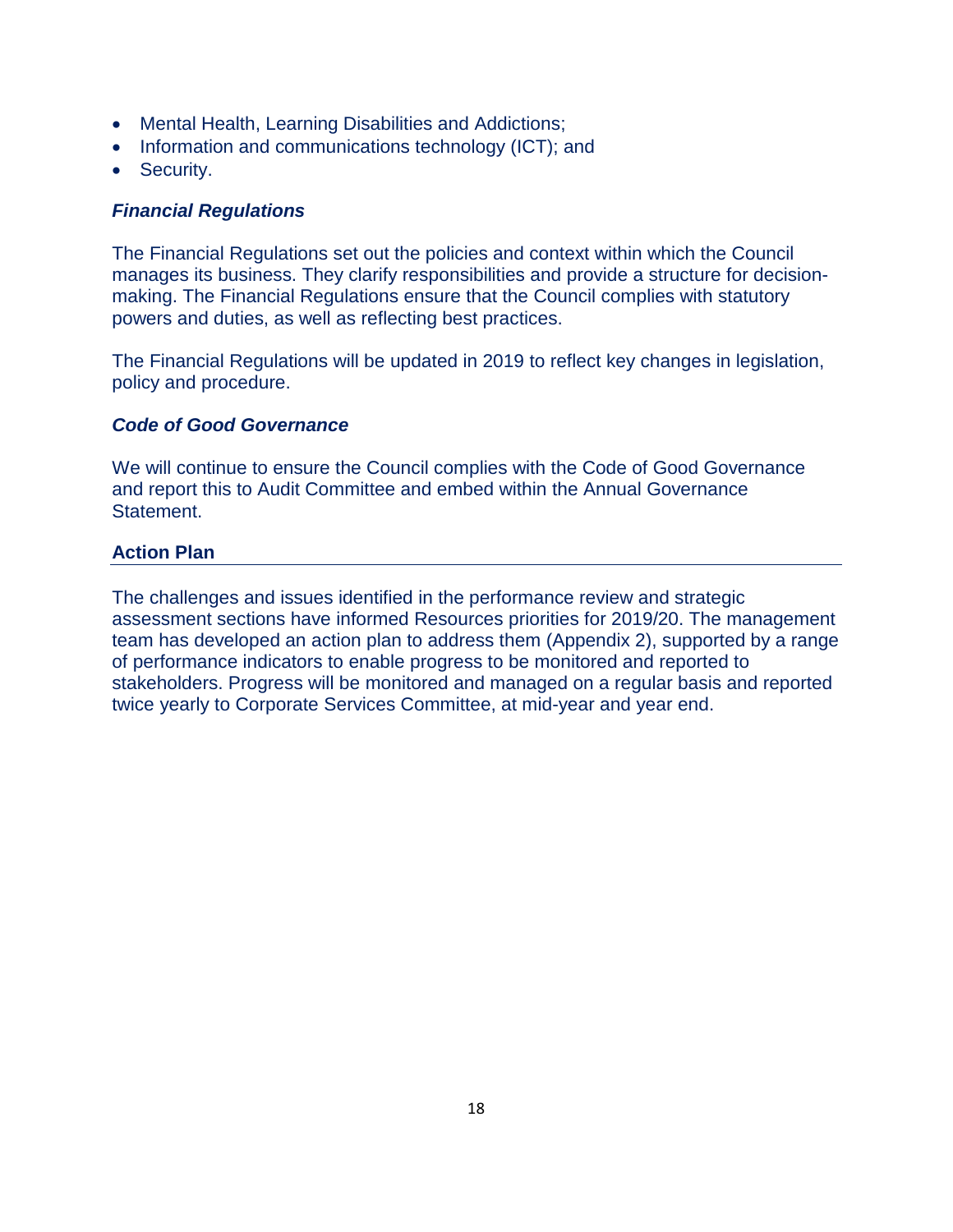- Mental Health, Learning Disabilities and Addictions;
- Information and communications technology (ICT); and
- Security.

### *Financial Regulations*

The Financial Regulations set out the policies and context within which the Council manages its business. They clarify responsibilities and provide a structure for decision-making. The Financial Regulations ensure that the Council complies with statutory powers and duties, as well as reflecting best practices.

The Financial Regulations will be updated in 2019 to reflect key changes in legislation, policy and procedure.

### *Code of Good Governance*

We will continue to ensure the Council complies with the Code of Good Governance and report this to Audit Committee and embed within the Annual Governance Statement.

## Action Plan

The challenges and issues identified in the performance review and strategic assessment sections have informed Resources priorities for 2019/20. The management team has developed an action plan to address them (Appendix 2), supported by a range of performance indicators to enable progress to be monitored and reported to stakeholders. Progress will be monitored and managed on a regular basis and reported twice yearly to Corporate Services Committee, at mid-year and year end.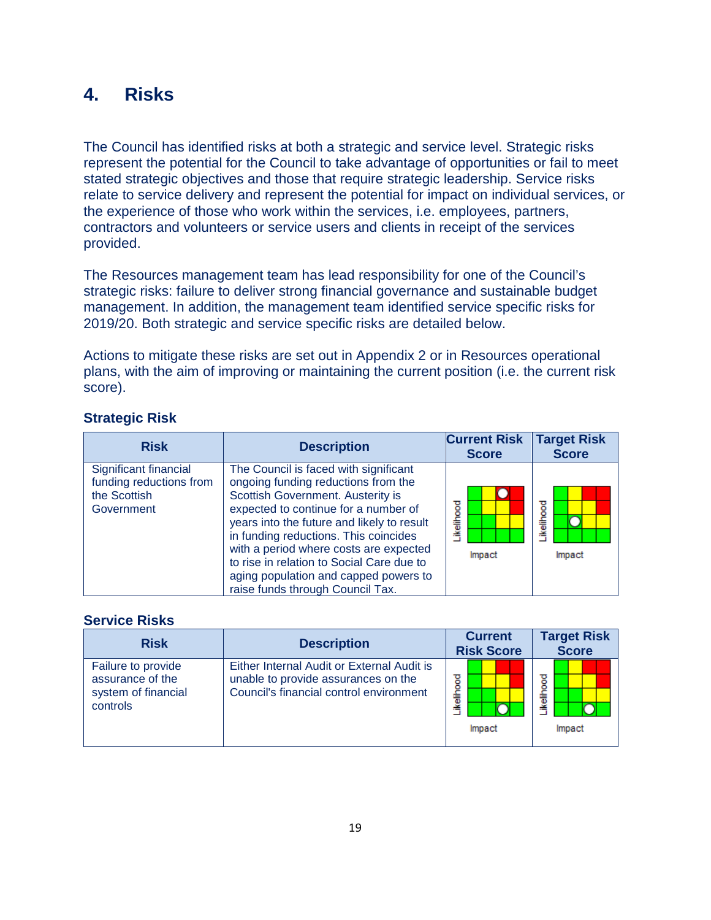## 4. Risks

The Council has identified risks at both a strategic and service level. Strategic risks represent the potential for the Council to take advantage of opportunities or fail to meet stated strategic objectives and those that require strategic leadership. Service risks relate to service delivery and represent the potential for impact on individual services, or the experience of those who work within the services, i.e. employees, partners, contractors and volunteers or service users and clients in receipt of the services provided.

The Resources management team has lead responsibility for one of the Council's strategic risks: failure to deliver strong financial governance and sustainable budget management. In addition, the management team identified service specific risks for 2019/20. Both strategic and service specific risks are detailed below.

Actions to mitigate these risks are set out in Appendix 2 or in Resources operational plans, with the aim of improving or maintaining the current position (i.e. the current risk score).

### Strategic Risk

| Risk | Description | Current Risk Score | Target Risk Score |
|---|---|---|---|
| Significant financial funding reductions from the Scottish Government | The Council is faced with significant ongoing funding reductions from the Scottish Government. Austerity is expected to continue for a number of years into the future and likely to result in funding reductions. This coincides with a period where costs are expected to rise in relation to Social Care due to aging population and capped powers to raise funds through Council Tax. | Likelihood / Impact | Likelihood / Impact |

### Service Risks

| Risk | Description | Current Risk Score | Target Risk Score |
|---|---|---|---|
| Failure to provide assurance of the system of financial controls | Either Internal Audit or External Audit is unable to provide assurances on the Council's financial control environment | Likelihood / Impact | Likelihood / Impact |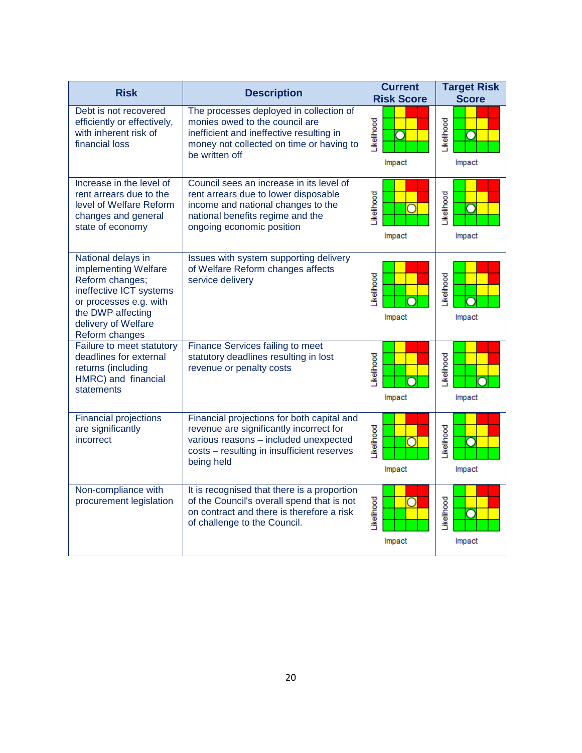| Risk | Description | Current Risk Score | Target Risk Score |
|---|---|---|---|
| Debt is not recovered efficiently or effectively, with inherent risk of financial loss | The processes deployed in collection of monies owed to the council are inefficient and ineffective resulting in money not collected on time or having to be written off | Likelihood / Impact | Likelihood / Impact |
| Increase in the level of rent arrears due to the level of Welfare Reform changes and general state of economy | Council sees an increase in its level of rent arrears due to lower disposable income and national changes to the national benefits regime and the ongoing economic position | Likelihood / Impact | Likelihood / Impact |
| National delays in implementing Welfare Reform changes; ineffective ICT systems or processes e.g. with the DWP affecting delivery of Welfare Reform changes | Issues with system supporting delivery of Welfare Reform changes affects service delivery | Likelihood / Impact | Likelihood / Impact |
| Failure to meet statutory deadlines for external returns (including HMRC) and financial statements | Finance Services failing to meet statutory deadlines resulting in lost revenue or penalty costs | Likelihood / Impact | Likelihood / Impact |
| Financial projections are significantly incorrect | Financial projections for both capital and revenue are significantly incorrect for various reasons – included unexpected costs – resulting in insufficient reserves being held | Likelihood / Impact | Likelihood / Impact |
| Non-compliance with procurement legislation | It is recognised that there is a proportion of the Council's overall spend that is not on contract and there is therefore a risk of challenge to the Council. | Likelihood / Impact | Likelihood / Impact |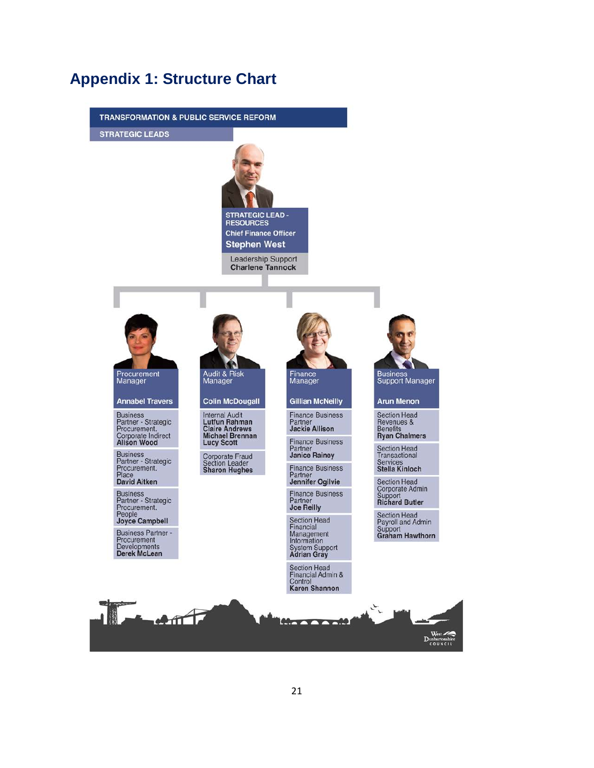## Appendix 1: Structure Chart

**TRANSFORMATION & PUBLIC SERVICE REFORM**

**STRATEGIC LEADS**

**STRATEGIC LEAD - RESOURCES**
Chief Finance Officer
**Stephen West**

Leadership Support
**Charlene Tannock**

---

**Procurement Manager**
**Annabel Travers**

- Business Partner - Strategic Procurement. Corporate Indirect
  **Alison Wood**
- Business Partner - Strategic Procurement. Place
  **David Aitken**
- Business Partner - Strategic Procurement. People
  **Joyce Campbell**
- Business Partner - Procurement Developments
  **Derek McLean**

**Audit & Risk Manager**
**Colin McDougall**

- Internal Audit
  **Lutfun Rahman**
  **Claire Andrews**
  **Michael Brennan**
  **Lucy Scott**
- Corporate Fraud Section Leader
  **Sharon Hughes**

**Finance Manager**
**Gillian McNeilly**

- Finance Business Partner
  **Jackie Allison**
- Finance Business Partner
  **Janice Rainey**
- Finance Business Partner
  **Jennifer Ogilvie**
- Finance Business Partner
  **Joe Reilly**
- Section Head Financial Management Information System Support
  **Adrian Gray**
- Section Head Financial Admin & Control
  **Karen Shannon**

**Business Support Manager**
**Arun Menon**

- Section Head Revenues & Benefits
  **Ryan Chalmers**
- Section Head Transactional Services
  **Stella Kinloch**
- Section Head Corporate Admin Support
  **Richard Butler**
- Section Head Payroll and Admin Support
  **Graham Hawthorn**

West Dunbartonshire Council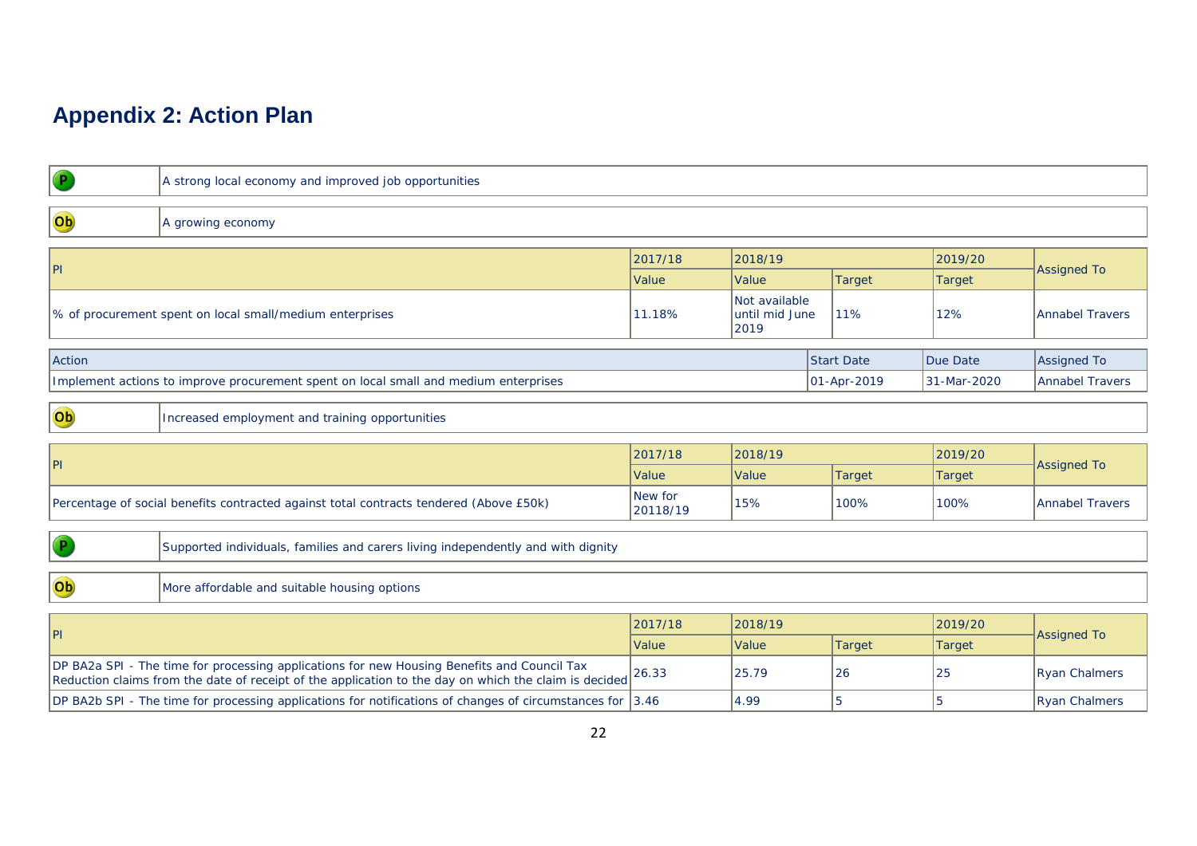# Appendix 2: Action Plan

| P | A strong local economy and improved job opportunities |
|---|---|

| Ob | A growing economy |
|---|---|

| PI | 2017/18 | 2018/19 | | 2019/20 | Assigned To |
|---|---|---|---|---|---|
| | Value | Value | Target | Target | |
| % of procurement spent on local small/medium enterprises | 11.18% | Not available until mid June 2019 | 11% | 12% | Annabel Travers |

| Action | Start Date | Due Date | Assigned To |
|---|---|---|---|
| Implement actions to improve procurement spent on local small and medium enterprises | 01-Apr-2019 | 31-Mar-2020 | Annabel Travers |

| Ob | Increased employment and training opportunities |
|---|---|

| PI | 2017/18 | 2018/19 | | 2019/20 | Assigned To |
|---|---|---|---|---|---|
| | Value | Value | Target | Target | |
| Percentage of social benefits contracted against total contracts tendered (Above £50k) | New for 20118/19 | 15% | 100% | 100% | Annabel Travers |

| P | Supported individuals, families and carers living independently and with dignity |
|---|---|

| Ob | More affordable and suitable housing options |
|---|---|

| PI | 2017/18 | 2018/19 | | 2019/20 | Assigned To |
|---|---|---|---|---|---|
| | Value | Value | Target | Target | |
| DP BA2a SPI - The time for processing applications for new Housing Benefits and Council Tax Reduction claims from the date of receipt of the application to the day on which the claim is decided | 26.33 | 25.79 | 26 | 25 | Ryan Chalmers |
| DP BA2b SPI - The time for processing applications for notifications of changes of circumstances for | 3.46 | 4.99 | 5 | 5 | Ryan Chalmers |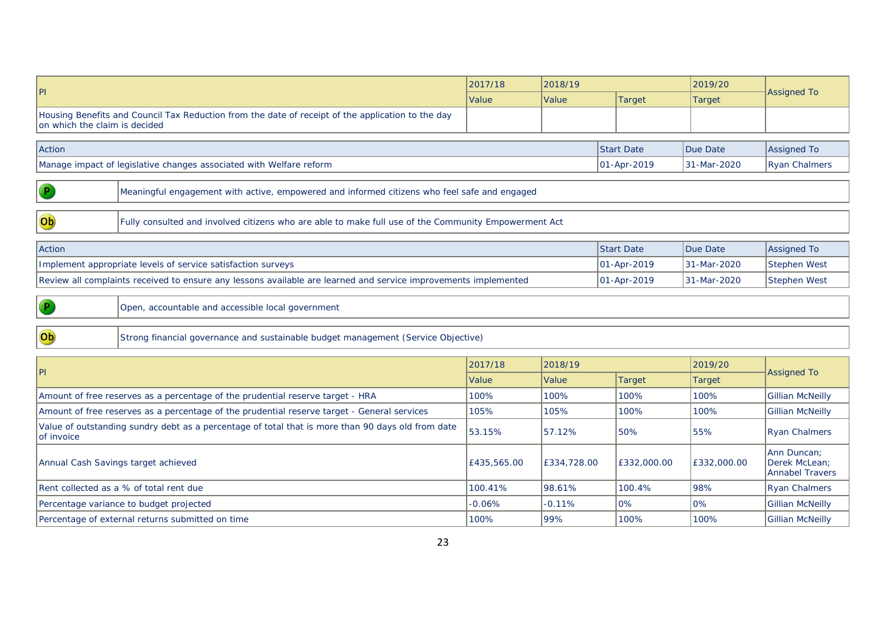| PI | 2017/18 | 2018/19 | | 2019/20 | Assigned To |
|---|---|---|---|---|---|
| | Value | Value | Target | Target | |
| Housing Benefits and Council Tax Reduction from the date of receipt of the application to the day on which the claim is decided | | | | | |

| Action | Start Date | Due Date | Assigned To |
|---|---|---|---|
| Manage impact of legislative changes associated with Welfare reform | 01-Apr-2019 | 31-Mar-2020 | Ryan Chalmers |

| P | Meaningful engagement with active, empowered and informed citizens who feel safe and engaged |
|---|---|

| Ob | Fully consulted and involved citizens who are able to make full use of the Community Empowerment Act |
|---|---|

| Action | Start Date | Due Date | Assigned To |
|---|---|---|---|
| Implement appropriate levels of service satisfaction surveys | 01-Apr-2019 | 31-Mar-2020 | Stephen West |
| Review all complaints received to ensure any lessons available are learned and service improvements implemented | 01-Apr-2019 | 31-Mar-2020 | Stephen West |

| P | Open, accountable and accessible local government |
|---|---|

| Ob | Strong financial governance and sustainable budget management (Service Objective) |
|---|---|

| PI | 2017/18 | 2018/19 | | 2019/20 | Assigned To |
|---|---|---|---|---|---|
| | Value | Value | Target | Target | |
| Amount of free reserves as a percentage of the prudential reserve target - HRA | 100% | 100% | 100% | 100% | Gillian McNeilly |
| Amount of free reserves as a percentage of the prudential reserve target - General services | 105% | 105% | 100% | 100% | Gillian McNeilly |
| Value of outstanding sundry debt as a percentage of total that is more than 90 days old from date of invoice | 53.15% | 57.12% | 50% | 55% | Ryan Chalmers |
| Annual Cash Savings target achieved | £435,565.00 | £334,728.00 | £332,000.00 | £332,000.00 | Ann Duncan; Derek McLean; Annabel Travers |
| Rent collected as a % of total rent due | 100.41% | 98.61% | 100.4% | 98% | Ryan Chalmers |
| Percentage variance to budget projected | -0.06% | -0.11% | 0% | 0% | Gillian McNeilly |
| Percentage of external returns submitted on time | 100% | 99% | 100% | 100% | Gillian McNeilly |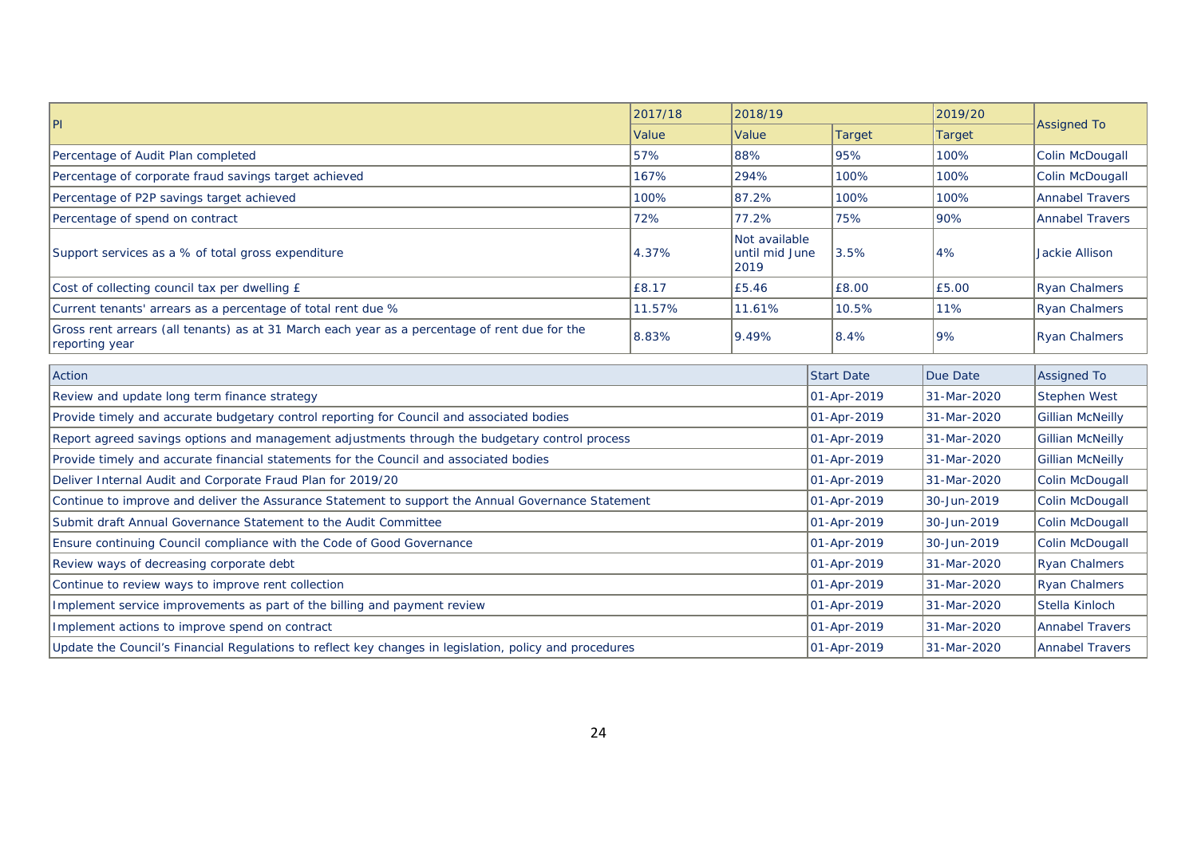| PI | 2017/18 | 2018/19 | | 2019/20 | Assigned To |
|---|---|---|---|---|---|
| | Value | Value | Target | Target | |
| Percentage of Audit Plan completed | 57% | 88% | 95% | 100% | Colin McDougall |
| Percentage of corporate fraud savings target achieved | 167% | 294% | 100% | 100% | Colin McDougall |
| Percentage of P2P savings target achieved | 100% | 87.2% | 100% | 100% | Annabel Travers |
| Percentage of spend on contract | 72% | 77.2% | 75% | 90% | Annabel Travers |
| Support services as a % of total gross expenditure | 4.37% | Not available until mid June 2019 | 3.5% | 4% | Jackie Allison |
| Cost of collecting council tax per dwelling £ | £8.17 | £5.46 | £8.00 | £5.00 | Ryan Chalmers |
| Current tenants' arrears as a percentage of total rent due % | 11.57% | 11.61% | 10.5% | 11% | Ryan Chalmers |
| Gross rent arrears (all tenants) as at 31 March each year as a percentage of rent due for the reporting year | 8.83% | 9.49% | 8.4% | 9% | Ryan Chalmers |

| Action | Start Date | Due Date | Assigned To |
|---|---|---|---|
| Review and update long term finance strategy | 01-Apr-2019 | 31-Mar-2020 | Stephen West |
| Provide timely and accurate budgetary control reporting for Council and associated bodies | 01-Apr-2019 | 31-Mar-2020 | Gillian McNeilly |
| Report agreed savings options and management adjustments through the budgetary control process | 01-Apr-2019 | 31-Mar-2020 | Gillian McNeilly |
| Provide timely and accurate financial statements for the Council and associated bodies | 01-Apr-2019 | 31-Mar-2020 | Gillian McNeilly |
| Deliver Internal Audit and Corporate Fraud Plan for 2019/20 | 01-Apr-2019 | 31-Mar-2020 | Colin McDougall |
| Continue to improve and deliver the Assurance Statement to support the Annual Governance Statement | 01-Apr-2019 | 30-Jun-2019 | Colin McDougall |
| Submit draft Annual Governance Statement to the Audit Committee | 01-Apr-2019 | 30-Jun-2019 | Colin McDougall |
| Ensure continuing Council compliance with the Code of Good Governance | 01-Apr-2019 | 30-Jun-2019 | Colin McDougall |
| Review ways of decreasing corporate debt | 01-Apr-2019 | 31-Mar-2020 | Ryan Chalmers |
| Continue to review ways to improve rent collection | 01-Apr-2019 | 31-Mar-2020 | Ryan Chalmers |
| Implement service improvements as part of the billing and payment review | 01-Apr-2019 | 31-Mar-2020 | Stella Kinloch |
| Implement actions to improve spend on contract | 01-Apr-2019 | 31-Mar-2020 | Annabel Travers |
| Update the Council's Financial Regulations to reflect key changes in legislation, policy and procedures | 01-Apr-2019 | 31-Mar-2020 | Annabel Travers |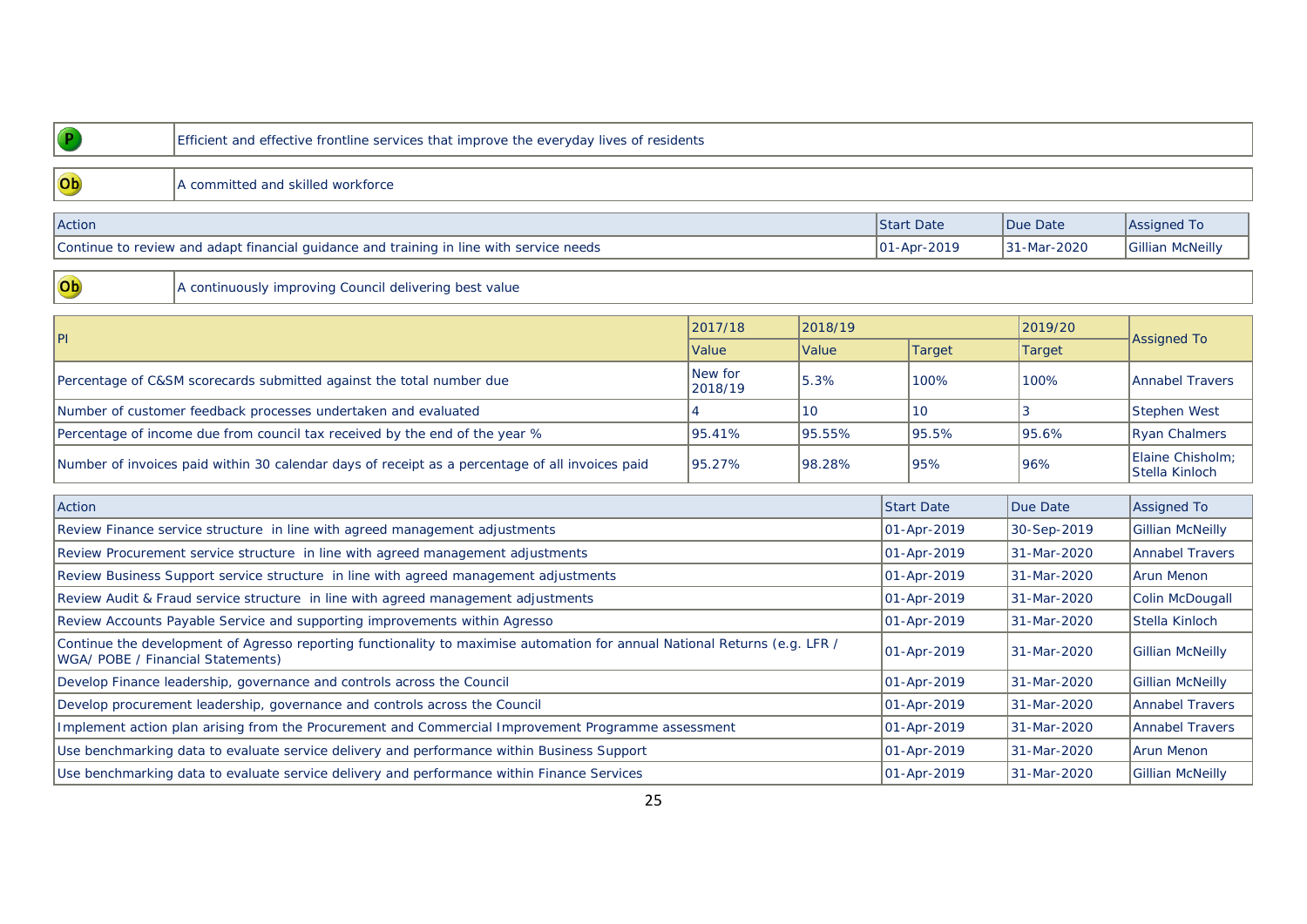| P | Efficient and effective frontline services that improve the everyday lives of residents |
|---|---|

| Ob | A committed and skilled workforce |
|---|---|

| Action | Start Date | Due Date | Assigned To |
|---|---|---|---|
| Continue to review and adapt financial guidance and training in line with service needs | 01-Apr-2019 | 31-Mar-2020 | Gillian McNeilly |

| Ob | A continuously improving Council delivering best value |
|---|---|

| PI | 2017/18 | 2018/19 | | 2019/20 | Assigned To |
|---|---|---|---|---|---|
| | Value | Value | Target | Target | |
| Percentage of C&SM scorecards submitted against the total number due | New for 2018/19 | 5.3% | 100% | 100% | Annabel Travers |
| Number of customer feedback processes undertaken and evaluated | 4 | 10 | 10 | 3 | Stephen West |
| Percentage of income due from council tax received by the end of the year % | 95.41% | 95.55% | 95.5% | 95.6% | Ryan Chalmers |
| Number of invoices paid within 30 calendar days of receipt as a percentage of all invoices paid | 95.27% | 98.28% | 95% | 96% | Elaine Chisholm; Stella Kinloch |

| Action | Start Date | Due Date | Assigned To |
|---|---|---|---|
| Review Finance service structure in line with agreed management adjustments | 01-Apr-2019 | 30-Sep-2019 | Gillian McNeilly |
| Review Procurement service structure in line with agreed management adjustments | 01-Apr-2019 | 31-Mar-2020 | Annabel Travers |
| Review Business Support service structure in line with agreed management adjustments | 01-Apr-2019 | 31-Mar-2020 | Arun Menon |
| Review Audit & Fraud service structure in line with agreed management adjustments | 01-Apr-2019 | 31-Mar-2020 | Colin McDougall |
| Review Accounts Payable Service and supporting improvements within Agresso | 01-Apr-2019 | 31-Mar-2020 | Stella Kinloch |
| Continue the development of Agresso reporting functionality to maximise automation for annual National Returns (e.g. LFR / WGA/ POBE / Financial Statements) | 01-Apr-2019 | 31-Mar-2020 | Gillian McNeilly |
| Develop Finance leadership, governance and controls across the Council | 01-Apr-2019 | 31-Mar-2020 | Gillian McNeilly |
| Develop procurement leadership, governance and controls across the Council | 01-Apr-2019 | 31-Mar-2020 | Annabel Travers |
| Implement action plan arising from the Procurement and Commercial Improvement Programme assessment | 01-Apr-2019 | 31-Mar-2020 | Annabel Travers |
| Use benchmarking data to evaluate service delivery and performance within Business Support | 01-Apr-2019 | 31-Mar-2020 | Arun Menon |
| Use benchmarking data to evaluate service delivery and performance within Finance Services | 01-Apr-2019 | 31-Mar-2020 | Gillian McNeilly |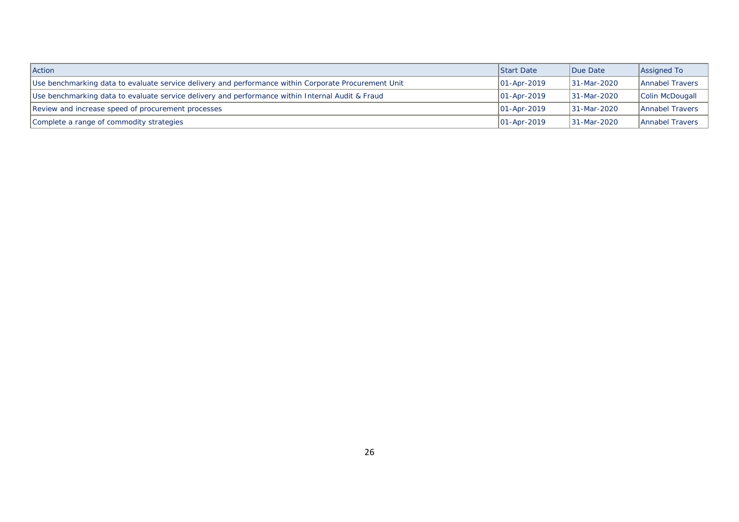| Action | Start Date | Due Date | Assigned To |
| --- | --- | --- | --- |
| Use benchmarking data to evaluate service delivery and performance within Corporate Procurement Unit | 01-Apr-2019 | 31-Mar-2020 | Annabel Travers |
| Use benchmarking data to evaluate service delivery and performance within Internal Audit & Fraud | 01-Apr-2019 | 31-Mar-2020 | Colin McDougall |
| Review and increase speed of procurement processes | 01-Apr-2019 | 31-Mar-2020 | Annabel Travers |
| Complete a range of commodity strategies | 01-Apr-2019 | 31-Mar-2020 | Annabel Travers |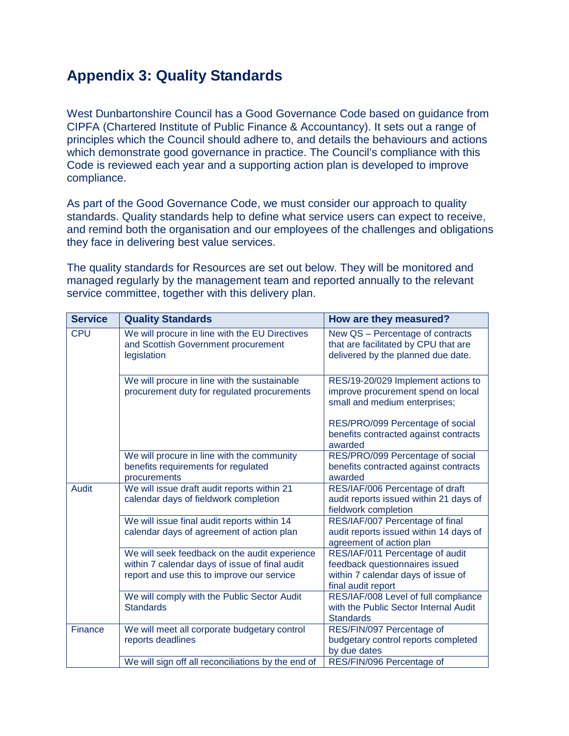## Appendix 3: Quality Standards

West Dunbartonshire Council has a Good Governance Code based on guidance from CIPFA (Chartered Institute of Public Finance & Accountancy). It sets out a range of principles which the Council should adhere to, and details the behaviours and actions which demonstrate good governance in practice. The Council's compliance with this Code is reviewed each year and a supporting action plan is developed to improve compliance.

As part of the Good Governance Code, we must consider our approach to quality standards. Quality standards help to define what service users can expect to receive, and remind both the organisation and our employees of the challenges and obligations they face in delivering best value services.

The quality standards for Resources are set out below. They will be monitored and managed regularly by the management team and reported annually to the relevant service committee, together with this delivery plan.

| Service | Quality Standards | How are they measured? |
|---|---|---|
| CPU | We will procure in line with the EU Directives and Scottish Government procurement legislation | New QS – Percentage of contracts that are facilitated by CPU that are delivered by the planned due date. |
| | We will procure in line with the sustainable procurement duty for regulated procurements | RES/19-20/029 Implement actions to improve procurement spend on local small and medium enterprises;<br><br>RES/PRO/099 Percentage of social benefits contracted against contracts awarded |
| | We will procure in line with the community benefits requirements for regulated procurements | RES/PRO/099 Percentage of social benefits contracted against contracts awarded |
| Audit | We will issue draft audit reports within 21 calendar days of fieldwork completion | RES/IAF/006 Percentage of draft audit reports issued within 21 days of fieldwork completion |
| | We will issue final audit reports within 14 calendar days of agreement of action plan | RES/IAF/007 Percentage of final audit reports issued within 14 days of agreement of action plan |
| | We will seek feedback on the audit experience within 7 calendar days of issue of final audit report and use this to improve our service | RES/IAF/011 Percentage of audit feedback questionnaires issued within 7 calendar days of issue of final audit report |
| | We will comply with the Public Sector Audit Standards | RES/IAF/008 Level of full compliance with the Public Sector Internal Audit Standards |
| Finance | We will meet all corporate budgetary control reports deadlines | RES/FIN/097 Percentage of budgetary control reports completed by due dates |
| | We will sign off all reconciliations by the end of | RES/FIN/096 Percentage of |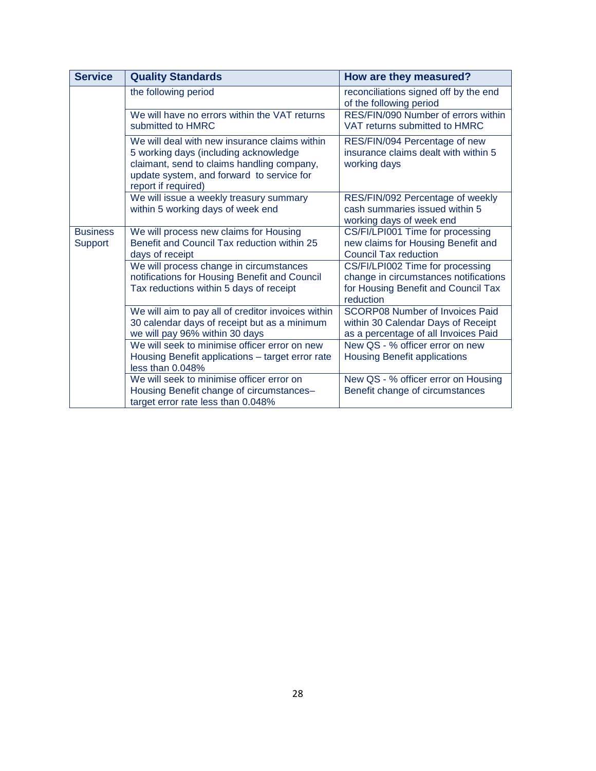| Service | Quality Standards | How are they measured? |
|---|---|---|
| | the following period | reconciliations signed off by the end of the following period |
| | We will have no errors within the VAT returns submitted to HMRC | RES/FIN/090 Number of errors within VAT returns submitted to HMRC |
| | We will deal with new insurance claims within 5 working days (including acknowledge claimant, send to claims handling company, update system, and forward to service for report if required) | RES/FIN/094 Percentage of new insurance claims dealt with within 5 working days |
| | We will issue a weekly treasury summary within 5 working days of week end | RES/FIN/092 Percentage of weekly cash summaries issued within 5 working days of week end |
| Business Support | We will process new claims for Housing Benefit and Council Tax reduction within 25 days of receipt | CS/FI/LPI001 Time for processing new claims for Housing Benefit and Council Tax reduction |
| | We will process change in circumstances notifications for Housing Benefit and Council Tax reductions within 5 days of receipt | CS/FI/LPI002 Time for processing change in circumstances notifications for Housing Benefit and Council Tax reduction |
| | We will aim to pay all of creditor invoices within 30 calendar days of receipt but as a minimum we will pay 96% within 30 days | SCORP08 Number of Invoices Paid within 30 Calendar Days of Receipt as a percentage of all Invoices Paid |
| | We will seek to minimise officer error on new Housing Benefit applications – target error rate less than 0.048% | New QS - % officer error on new Housing Benefit applications |
| | We will seek to minimise officer error on Housing Benefit change of circumstances– target error rate less than 0.048% | New QS - % officer error on Housing Benefit change of circumstances |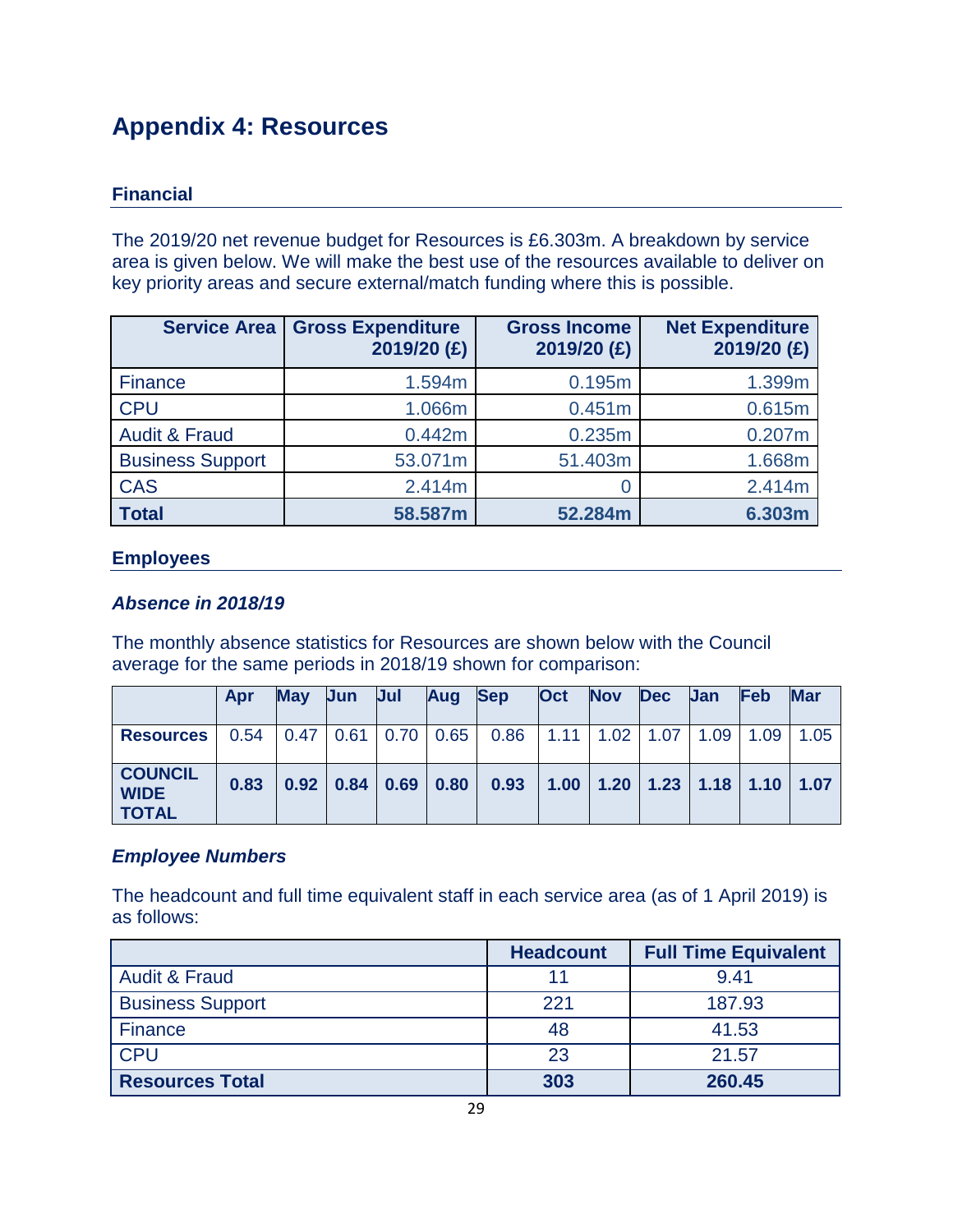# Appendix 4: Resources

## Financial

The 2019/20 net revenue budget for Resources is £6.303m. A breakdown by service area is given below. We will make the best use of the resources available to deliver on key priority areas and secure external/match funding where this is possible.

| Service Area | Gross Expenditure 2019/20 (£) | Gross Income 2019/20 (£) | Net Expenditure 2019/20 (£) |
|---|---|---|---|
| Finance | 1.594m | 0.195m | 1.399m |
| CPU | 1.066m | 0.451m | 0.615m |
| Audit & Fraud | 0.442m | 0.235m | 0.207m |
| Business Support | 53.071m | 51.403m | 1.668m |
| CAS | 2.414m | 0 | 2.414m |
| **Total** | **58.587m** | **52.284m** | **6.303m** |

## Employees

### *Absence in 2018/19*

The monthly absence statistics for Resources are shown below with the Council average for the same periods in 2018/19 shown for comparison:

| | Apr | May | Jun | Jul | Aug | Sep | Oct | Nov | Dec | Jan | Feb | Mar |
|---|---|---|---|---|---|---|---|---|---|---|---|---|
| **Resources** | 0.54 | 0.47 | 0.61 | 0.70 | 0.65 | 0.86 | 1.11 | 1.02 | 1.07 | 1.09 | 1.09 | 1.05 |
| **COUNCIL WIDE TOTAL** | **0.83** | **0.92** | **0.84** | **0.69** | **0.80** | **0.93** | **1.00** | **1.20** | **1.23** | **1.18** | **1.10** | **1.07** |

### *Employee Numbers*

The headcount and full time equivalent staff in each service area (as of 1 April 2019) is as follows:

| | Headcount | Full Time Equivalent |
|---|---|---|
| Audit & Fraud | 11 | 9.41 |
| Business Support | 221 | 187.93 |
| Finance | 48 | 41.53 |
| CPU | 23 | 21.57 |
| **Resources Total** | **303** | **260.45** |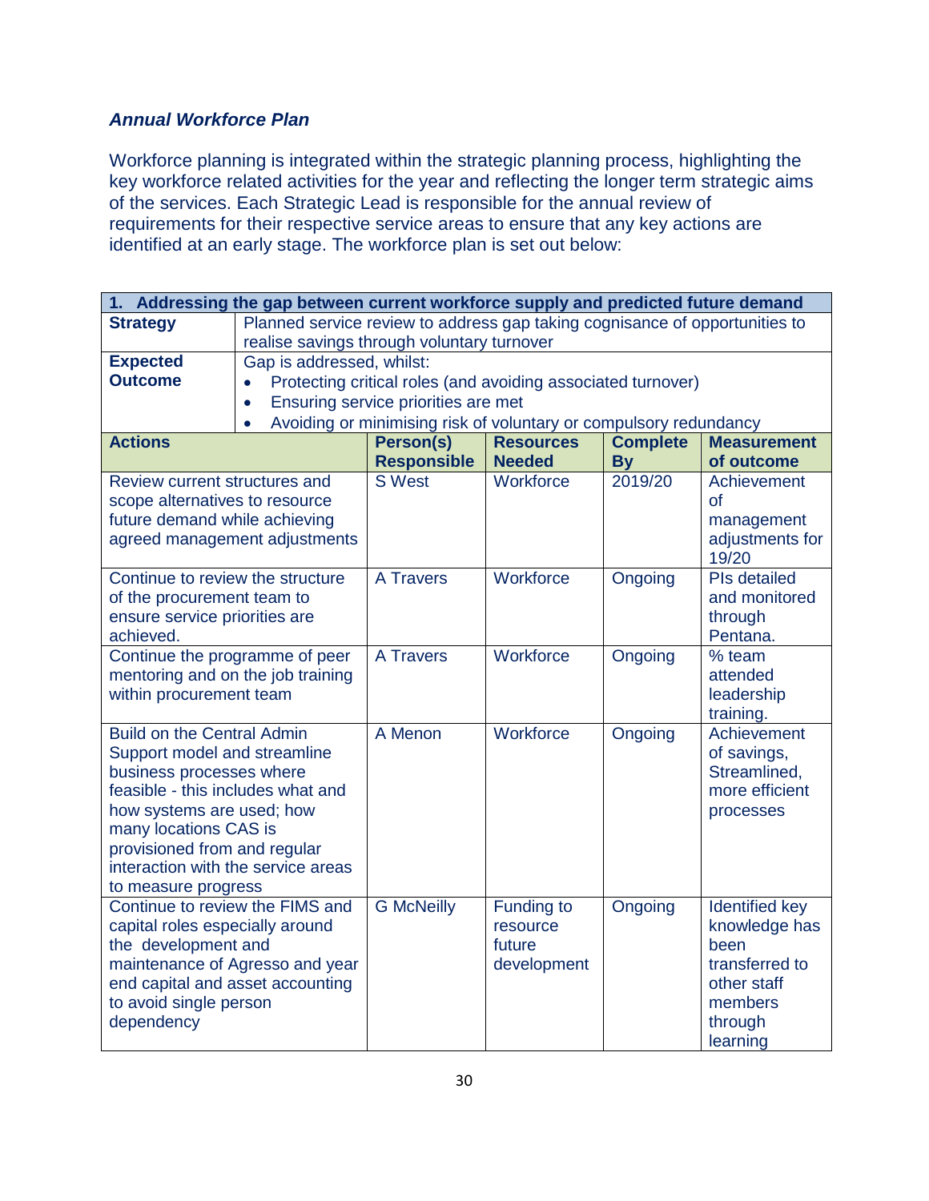### *Annual Workforce Plan*

Workforce planning is integrated within the strategic planning process, highlighting the key workforce related activities for the year and reflecting the longer term strategic aims of the services. Each Strategic Lead is responsible for the annual review of requirements for their respective service areas to ensure that any key actions are identified at an early stage. The workforce plan is set out below:

| **1. Addressing the gap between current workforce supply and predicted future demand** | | | | |
|---|---|---|---|---|
| **Strategy** | Planned service review to address gap taking cognisance of opportunities to realise savings through voluntary turnover | | | |
| **Expected Outcome** | Gap is addressed, whilst:<br>• Protecting critical roles (and avoiding associated turnover)<br>• Ensuring service priorities are met<br>• Avoiding or minimising risk of voluntary or compulsory redundancy | | | |
| **Actions** | **Person(s) Responsible** | **Resources Needed** | **Complete By** | **Measurement of outcome** |
| Review current structures and scope alternatives to resource future demand while achieving agreed management adjustments | S West | Workforce | 2019/20 | Achievement of management adjustments for 19/20 |
| Continue to review the structure of the procurement team to ensure service priorities are achieved. | A Travers | Workforce | Ongoing | PIs detailed and monitored through Pentana. |
| Continue the programme of peer mentoring and on the job training within procurement team | A Travers | Workforce | Ongoing | % team attended leadership training. |
| Build on the Central Admin Support model and streamline business processes where feasible - this includes what and how systems are used; how many locations CAS is provisioned from and regular interaction with the service areas to measure progress | A Menon | Workforce | Ongoing | Achievement of savings, Streamlined, more efficient processes |
| Continue to review the FIMS and capital roles especially around the development and maintenance of Agresso and year end capital and asset accounting to avoid single person dependency | G McNeilly | Funding to resource future development | Ongoing | Identified key knowledge has been transferred to other staff members through learning |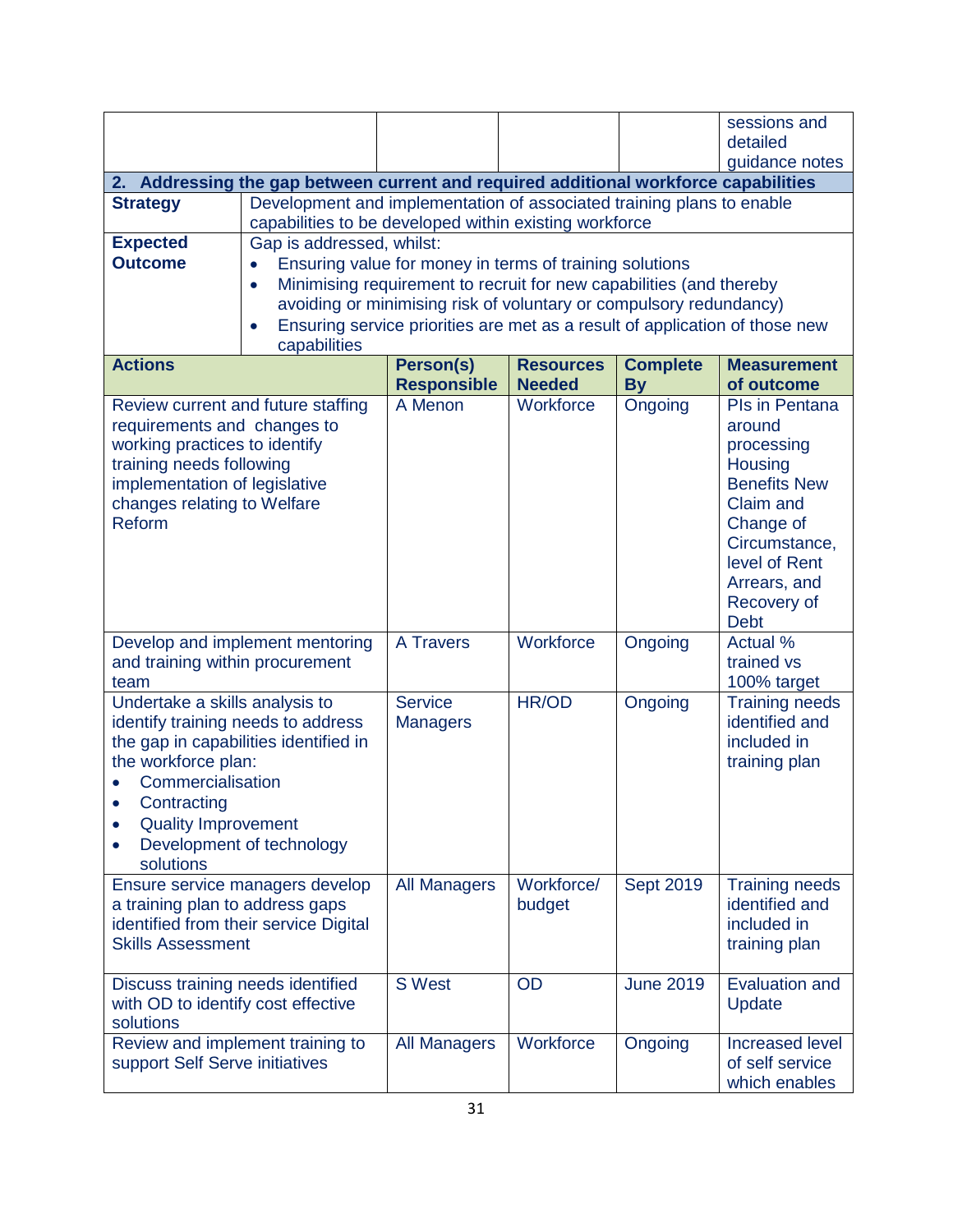| | | | | |
|---|---|---|---|---|
| | | | | sessions and detailed guidance notes |

**2. Addressing the gap between current and required additional workforce capabilities**

| | |
|---|---|
| **Strategy** | Development and implementation of associated training plans to enable capabilities to be developed within existing workforce |
| **Expected Outcome** | Gap is addressed, whilst:<br>• Ensuring value for money in terms of training solutions<br>• Minimising requirement to recruit for new capabilities (and thereby avoiding or minimising risk of voluntary or compulsory redundancy)<br>• Ensuring service priorities are met as a result of application of those new capabilities |

| Actions | Person(s) Responsible | Resources Needed | Complete By | Measurement of outcome |
|---|---|---|---|---|
| Review current and future staffing requirements and changes to working practices to identify training needs following implementation of legislative changes relating to Welfare Reform | A Menon | Workforce | Ongoing | PIs in Pentana around processing Housing Benefits New Claim and Change of Circumstance, level of Rent Arrears, and Recovery of Debt |
| Develop and implement mentoring and training within procurement team | A Travers | Workforce | Ongoing | Actual % trained vs 100% target |
| Undertake a skills analysis to identify training needs to address the gap in capabilities identified in the workforce plan:<br>• Commercialisation<br>• Contracting<br>• Quality Improvement<br>• Development of technology solutions | Service Managers | HR/OD | Ongoing | Training needs identified and included in training plan |
| Ensure service managers develop a training plan to address gaps identified from their service Digital Skills Assessment | All Managers | Workforce/ budget | Sept 2019 | Training needs identified and included in training plan |
| Discuss training needs identified with OD to identify cost effective solutions | S West | OD | June 2019 | Evaluation and Update |
| Review and implement training to support Self Serve initiatives | All Managers | Workforce | Ongoing | Increased level of self service which enables |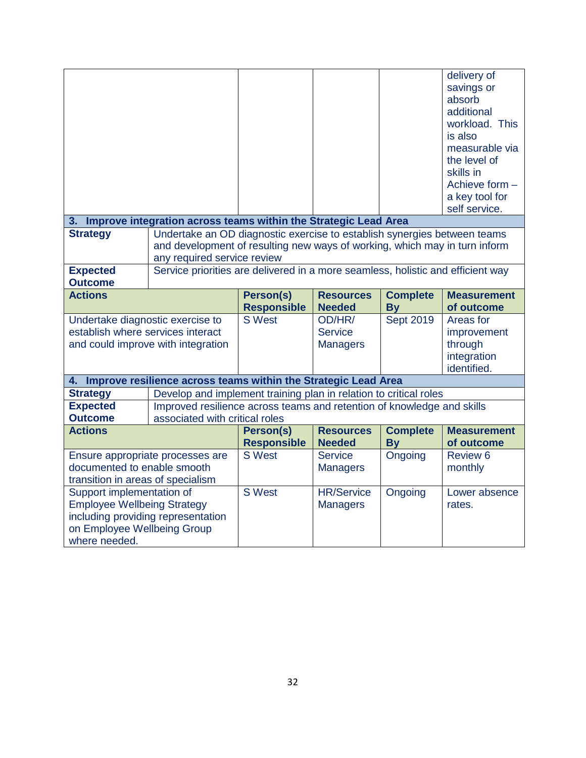| | | | | |
|---|---|---|---|---|
| | | | | delivery of savings or absorb additional workload. This is also measurable via the level of skills in Achieve form – a key tool for self service. |
| **3. Improve integration across teams within the Strategic Lead Area** | | | | |
| **Strategy** | Undertake an OD diagnostic exercise to establish synergies between teams and development of resulting new ways of working, which may in turn inform any required service review | | | |
| **Expected Outcome** | Service priorities are delivered in a more seamless, holistic and efficient way | | | |
| **Actions** | **Person(s) Responsible** | **Resources Needed** | **Complete By** | **Measurement of outcome** |
| Undertake diagnostic exercise to establish where services interact and could improve with integration | S West | OD/HR/ Service Managers | Sept 2019 | Areas for improvement through integration identified. |
| **4. Improve resilience across teams within the Strategic Lead Area** | | | | |
| **Strategy** | Develop and implement training plan in relation to critical roles | | | |
| **Expected Outcome** | Improved resilience across teams and retention of knowledge and skills associated with critical roles | | | |
| **Actions** | **Person(s) Responsible** | **Resources Needed** | **Complete By** | **Measurement of outcome** |
| Ensure appropriate processes are documented to enable smooth transition in areas of specialism | S West | Service Managers | Ongoing | Review 6 monthly |
| Support implementation of Employee Wellbeing Strategy including providing representation on Employee Wellbeing Group where needed. | S West | HR/Service Managers | Ongoing | Lower absence rates. |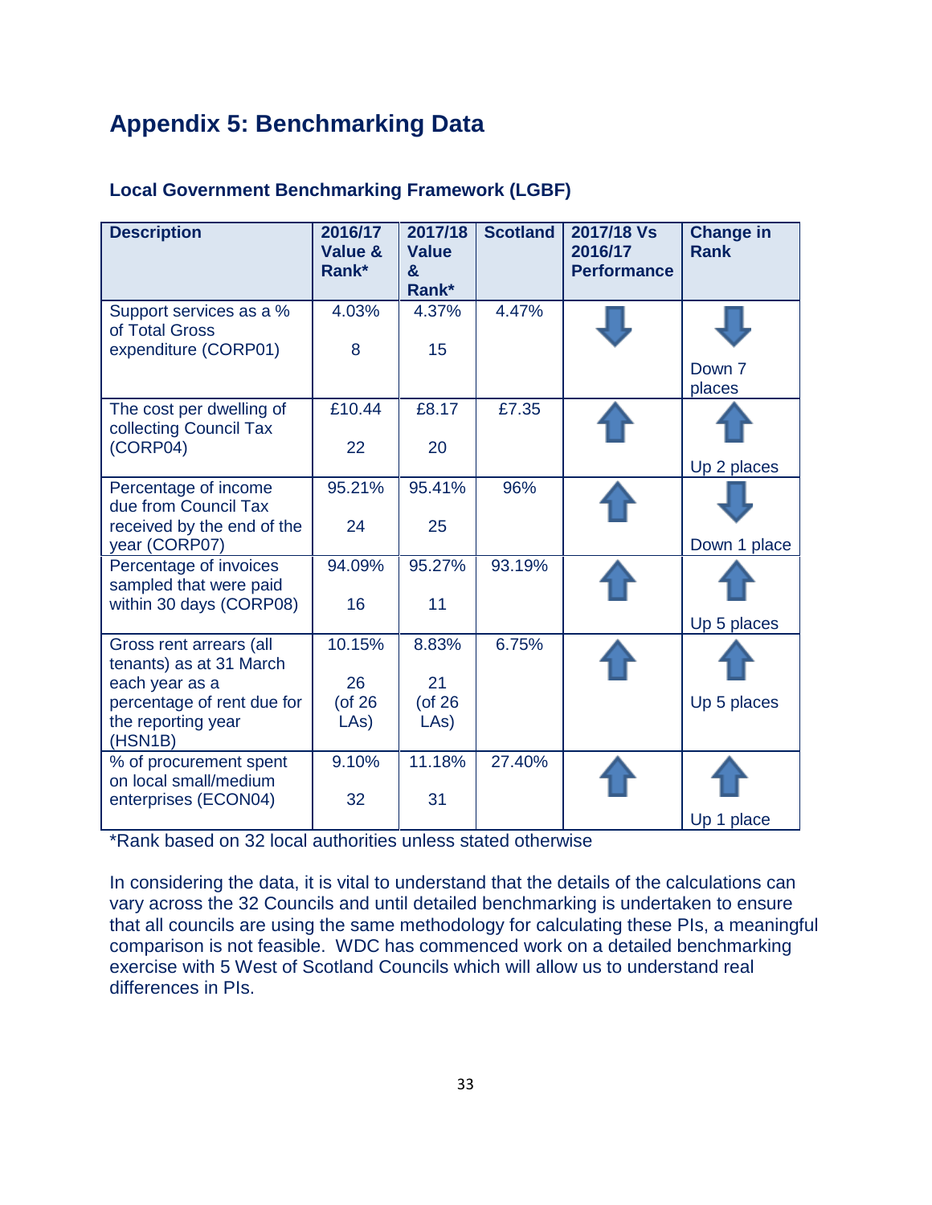# Appendix 5: Benchmarking Data

## Local Government Benchmarking Framework (LGBF)

| Description | 2016/17 Value & Rank* | 2017/18 Value & Rank* | Scotland | 2017/18 Vs 2016/17 Performance | Change in Rank |
|---|---|---|---|---|---|
| Support services as a % of Total Gross expenditure (CORP01) | 4.03%<br>8 | 4.37%<br>15 | 4.47% | ⬇ | ⬇<br>Down 7 places |
| The cost per dwelling of collecting Council Tax (CORP04) | £10.44<br>22 | £8.17<br>20 | £7.35 | ⬆ | ⬆<br>Up 2 places |
| Percentage of income due from Council Tax received by the end of the year (CORP07) | 95.21%<br>24 | 95.41%<br>25 | 96% | ⬆ | ⬇<br>Down 1 place |
| Percentage of invoices sampled that were paid within 30 days (CORP08) | 94.09%<br>16 | 95.27%<br>11 | 93.19% | ⬆ | ⬆<br>Up 5 places |
| Gross rent arrears (all tenants) as at 31 March each year as a percentage of rent due for the reporting year (HSN1B) | 10.15%<br>26<br>(of 26 LAs) | 8.83%<br>21<br>(of 26 LAs) | 6.75% | ⬆ | ⬆<br>Up 5 places |
| % of procurement spent on local small/medium enterprises (ECON04) | 9.10%<br>32 | 11.18%<br>31 | 27.40% | ⬆ | ⬆<br>Up 1 place |

*Rank based on 32 local authorities unless stated otherwise

In considering the data, it is vital to understand that the details of the calculations can vary across the 32 Councils and until detailed benchmarking is undertaken to ensure that all councils are using the same methodology for calculating these PIs, a meaningful comparison is not feasible. WDC has commenced work on a detailed benchmarking exercise with 5 West of Scotland Councils which will allow us to understand real differences in PIs.